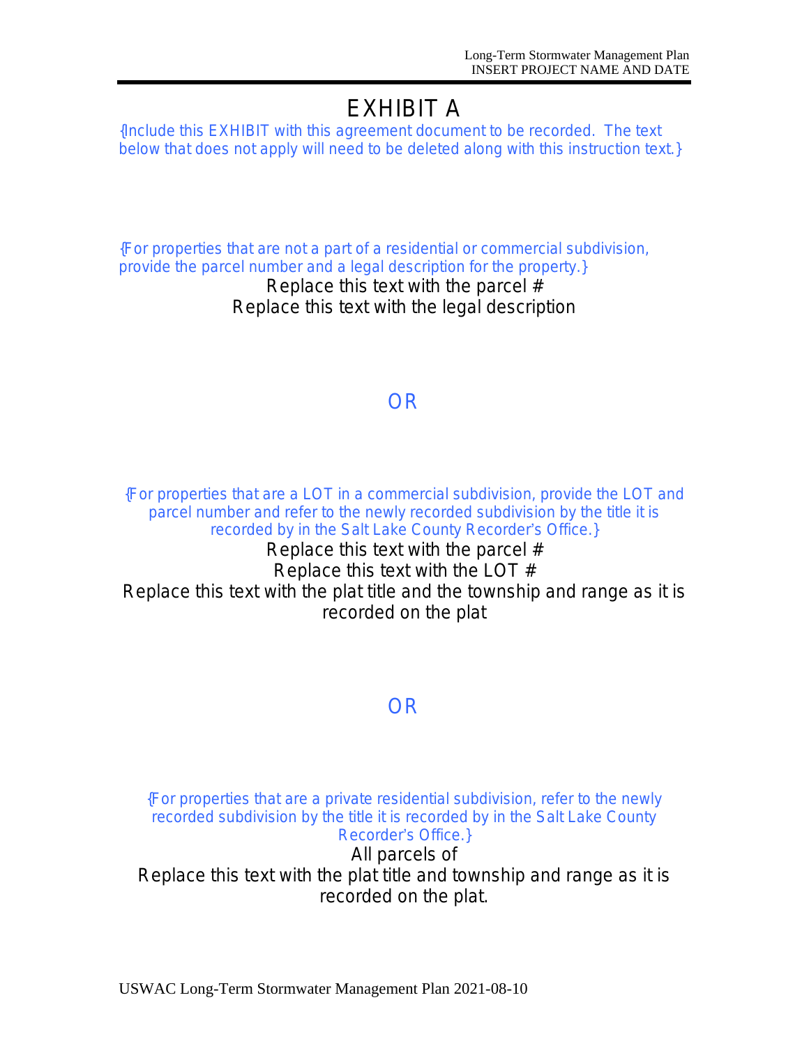# EXHIBIT A

{Include this EXHIBIT with this agreement document to be recorded. The text below that does not apply will need to be deleted along with this instruction text.}

{For properties that are not a part of a residential or commercial subdivision, provide the parcel number and a legal description for the property.}

Replace this text with the parcel #

Replace this text with the legal description

OR

{For properties that are a LOT in a commercial subdivision, provide the LOT and parcel number and refer to the newly recorded subdivision by the title it is recorded by in the Salt Lake County Recorder's Office.}

Replace this text with the parcel #

Replace this text with the LOT #

Replace this text with the plat title and the township and range as it is recorded on the plat

OR

{For properties that are a private residential subdivision, refer to the newly recorded subdivision by the title it is recorded by in the Salt Lake County Recorder's Office.}

All parcels of

Replace this text with the plat title and township and range as it is recorded on the plat.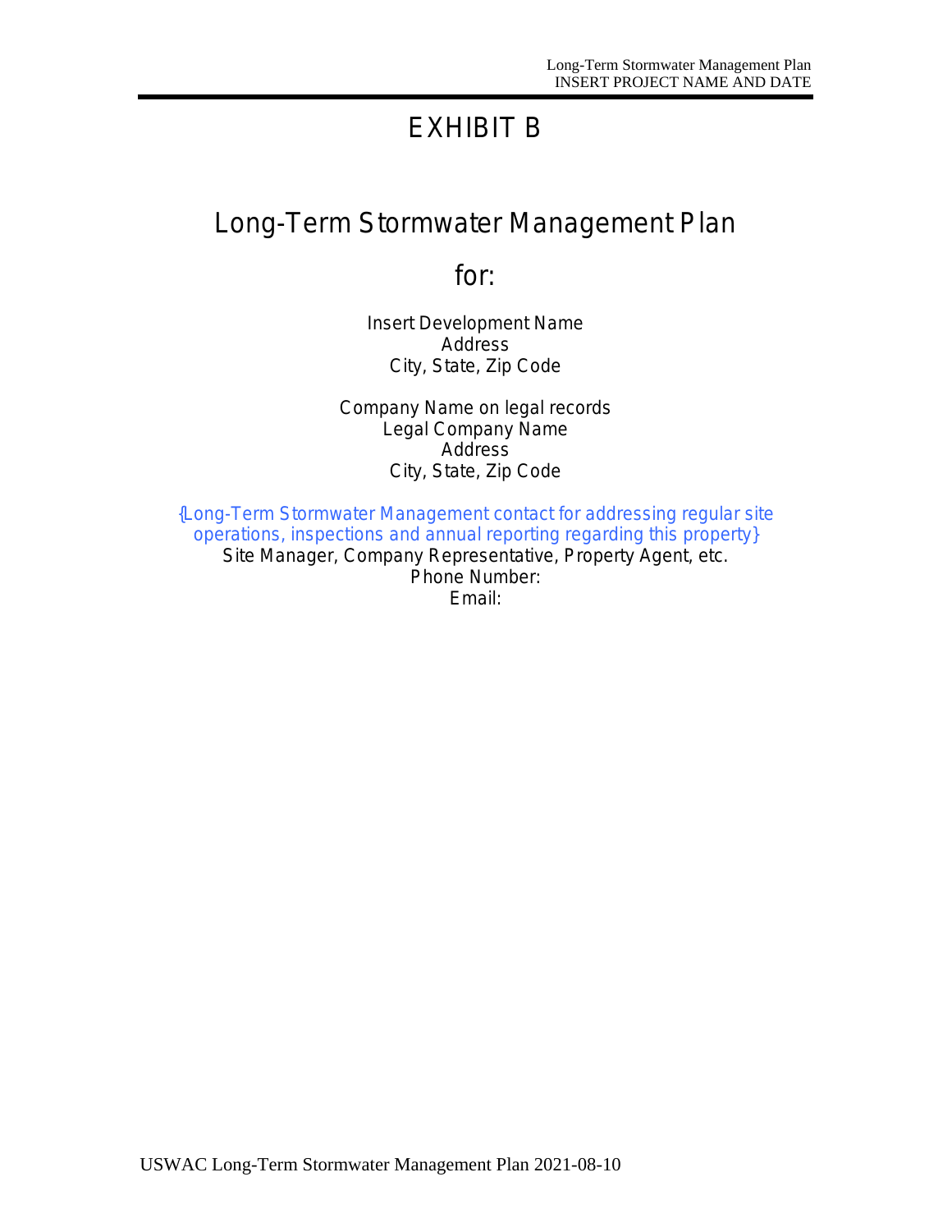# EXHIBIT B

## Long-Term Stormwater Management Plan

## for:

Insert Development Name
Address
City, State, Zip Code

Company Name on legal records
Legal Company Name
Address
City, State, Zip Code

{Long-Term Stormwater Management contact for addressing regular site operations, inspections and annual reporting regarding this property}
Site Manager, Company Representative, Property Agent, etc.
Phone Number:
Email: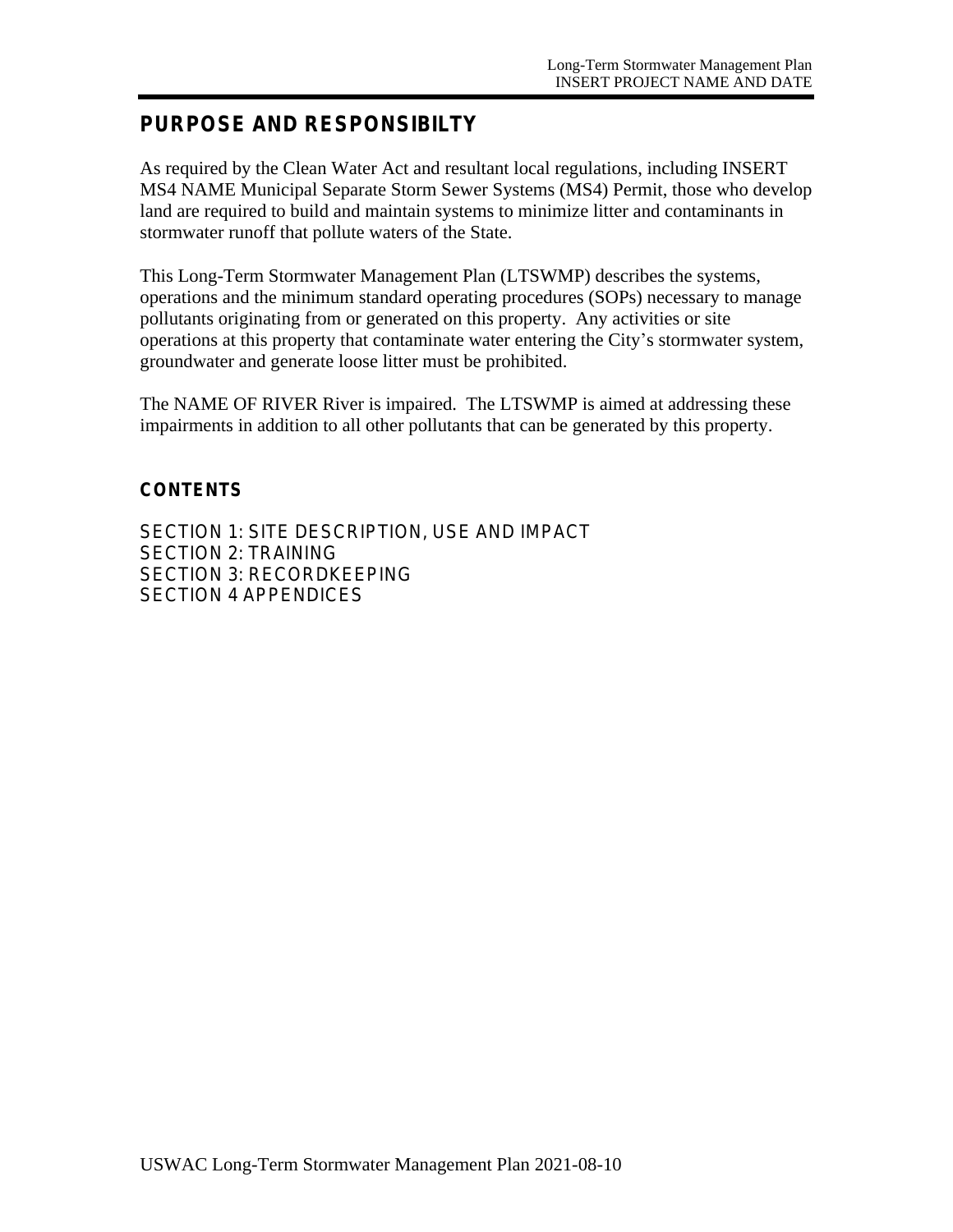## PURPOSE AND RESPONSIBILTY

As required by the Clean Water Act and resultant local regulations, including INSERT MS4 NAME Municipal Separate Storm Sewer Systems (MS4) Permit, those who develop land are required to build and maintain systems to minimize litter and contaminants in stormwater runoff that pollute waters of the State.

This Long-Term Stormwater Management Plan (LTSWMP) describes the systems, operations and the minimum standard operating procedures (SOPs) necessary to manage pollutants originating from or generated on this property. Any activities or site operations at this property that contaminate water entering the City's stormwater system, groundwater and generate loose litter must be prohibited.

The NAME OF RIVER River is impaired. The LTSWMP is aimed at addressing these impairments in addition to all other pollutants that can be generated by this property.

### CONTENTS

SECTION 1: SITE DESCRIPTION, USE AND IMPACT
SECTION 2: TRAINING
SECTION 3: RECORDKEEPING
SECTION 4 APPENDICES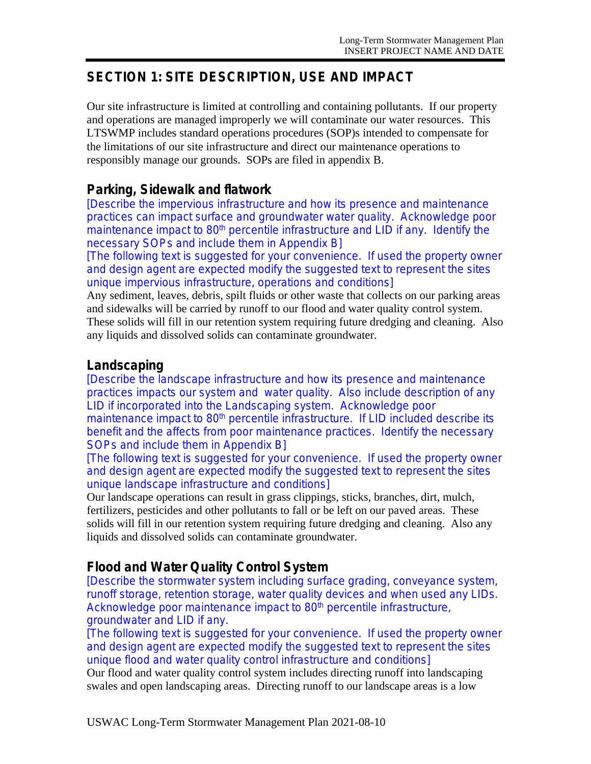## SECTION 1: SITE DESCRIPTION, USE AND IMPACT

Our site infrastructure is limited at controlling and containing pollutants. If our property and operations are managed improperly we will contaminate our water resources. This LTSWMP includes standard operations procedures (SOP)s intended to compensate for the limitations of our site infrastructure and direct our maintenance operations to responsibly manage our grounds. SOPs are filed in appendix B.

### Parking, Sidewalk and flatwork

[Describe the impervious infrastructure and how its presence and maintenance practices can impact surface and groundwater water quality. Acknowledge poor maintenance impact to 80th percentile infrastructure and LID if any. Identify the necessary SOPs and include them in Appendix B]

[The following text is suggested for your convenience. If used the property owner and design agent are expected modify the suggested text to represent the sites unique impervious infrastructure, operations and conditions]

Any sediment, leaves, debris, spilt fluids or other waste that collects on our parking areas and sidewalks will be carried by runoff to our flood and water quality control system. These solids will fill in our retention system requiring future dredging and cleaning. Also any liquids and dissolved solids can contaminate groundwater.

### Landscaping

[Describe the landscape infrastructure and how its presence and maintenance practices impacts our system and water quality. Also include description of any LID if incorporated into the Landscaping system. Acknowledge poor maintenance impact to 80th percentile infrastructure. If LID included describe its benefit and the affects from poor maintenance practices. Identify the necessary SOPs and include them in Appendix B]

[The following text is suggested for your convenience. If used the property owner and design agent are expected modify the suggested text to represent the sites unique landscape infrastructure and conditions]

Our landscape operations can result in grass clippings, sticks, branches, dirt, mulch, fertilizers, pesticides and other pollutants to fall or be left on our paved areas. These solids will fill in our retention system requiring future dredging and cleaning. Also any liquids and dissolved solids can contaminate groundwater.

### Flood and Water Quality Control System

[Describe the stormwater system including surface grading, conveyance system, runoff storage, retention storage, water quality devices and when used any LIDs. Acknowledge poor maintenance impact to 80th percentile infrastructure, groundwater and LID if any.

[The following text is suggested for your convenience. If used the property owner and design agent are expected modify the suggested text to represent the sites unique flood and water quality control infrastructure and conditions]

Our flood and water quality control system includes directing runoff into landscaping swales and open landscaping areas. Directing runoff to our landscape areas is a low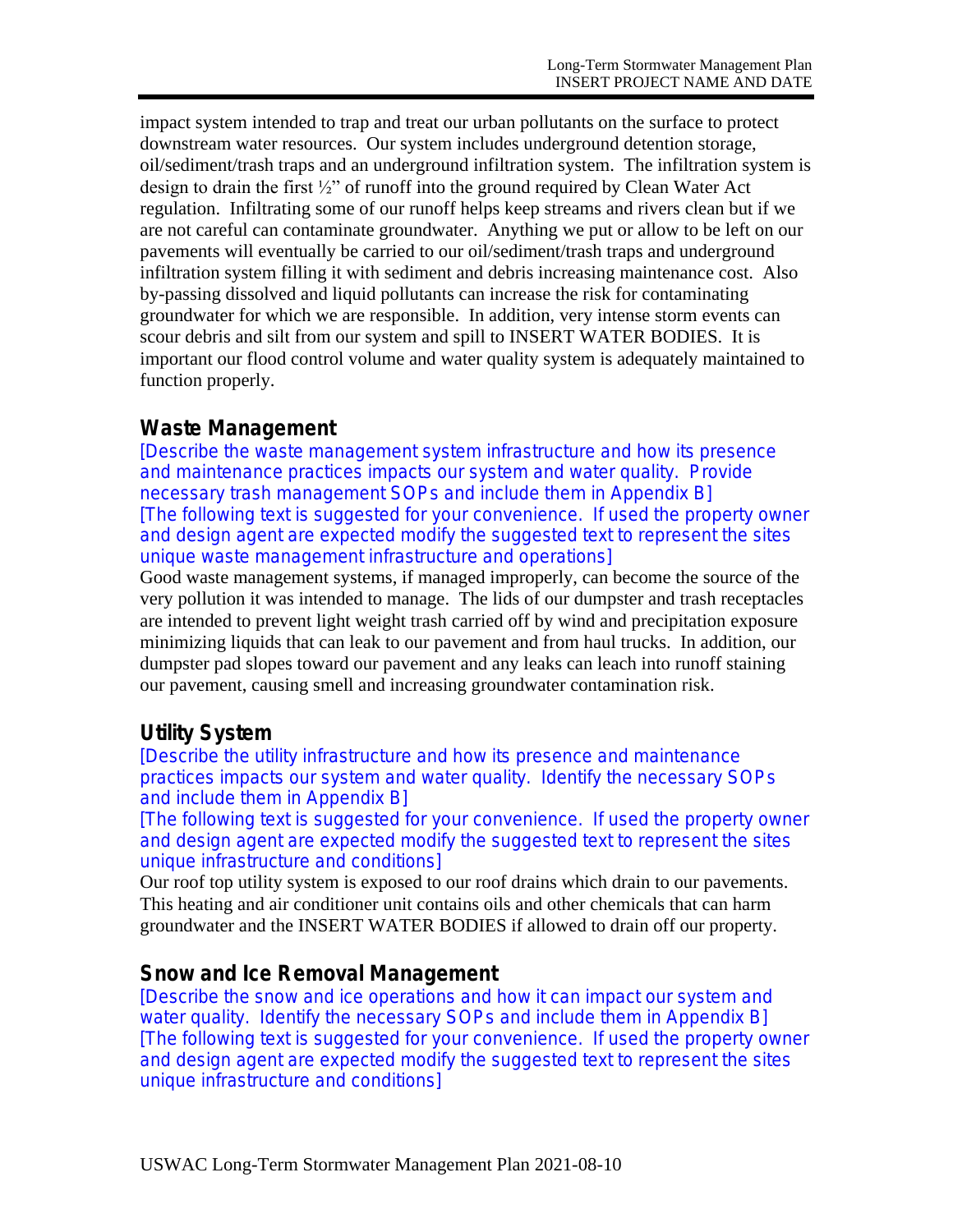impact system intended to trap and treat our urban pollutants on the surface to protect downstream water resources. Our system includes underground detention storage, oil/sediment/trash traps and an underground infiltration system. The infiltration system is design to drain the first ½" of runoff into the ground required by Clean Water Act regulation. Infiltrating some of our runoff helps keep streams and rivers clean but if we are not careful can contaminate groundwater. Anything we put or allow to be left on our pavements will eventually be carried to our oil/sediment/trash traps and underground infiltration system filling it with sediment and debris increasing maintenance cost. Also by-passing dissolved and liquid pollutants can increase the risk for contaminating groundwater for which we are responsible. In addition, very intense storm events can scour debris and silt from our system and spill to INSERT WATER BODIES. It is important our flood control volume and water quality system is adequately maintained to function properly.

## Waste Management

[Describe the waste management system infrastructure and how its presence and maintenance practices impacts our system and water quality. Provide necessary trash management SOPs and include them in Appendix B]
[The following text is suggested for your convenience. If used the property owner and design agent are expected modify the suggested text to represent the sites unique waste management infrastructure and operations]

Good waste management systems, if managed improperly, can become the source of the very pollution it was intended to manage. The lids of our dumpster and trash receptacles are intended to prevent light weight trash carried off by wind and precipitation exposure minimizing liquids that can leak to our pavement and from haul trucks. In addition, our dumpster pad slopes toward our pavement and any leaks can leach into runoff staining our pavement, causing smell and increasing groundwater contamination risk.

## Utility System

[Describe the utility infrastructure and how its presence and maintenance practices impacts our system and water quality. Identify the necessary SOPs and include them in Appendix B]
[The following text is suggested for your convenience. If used the property owner and design agent are expected modify the suggested text to represent the sites unique infrastructure and conditions]

Our roof top utility system is exposed to our roof drains which drain to our pavements. This heating and air conditioner unit contains oils and other chemicals that can harm groundwater and the INSERT WATER BODIES if allowed to drain off our property.

## Snow and Ice Removal Management

[Describe the snow and ice operations and how it can impact our system and water quality. Identify the necessary SOPs and include them in Appendix B]
[The following text is suggested for your convenience. If used the property owner and design agent are expected modify the suggested text to represent the sites unique infrastructure and conditions]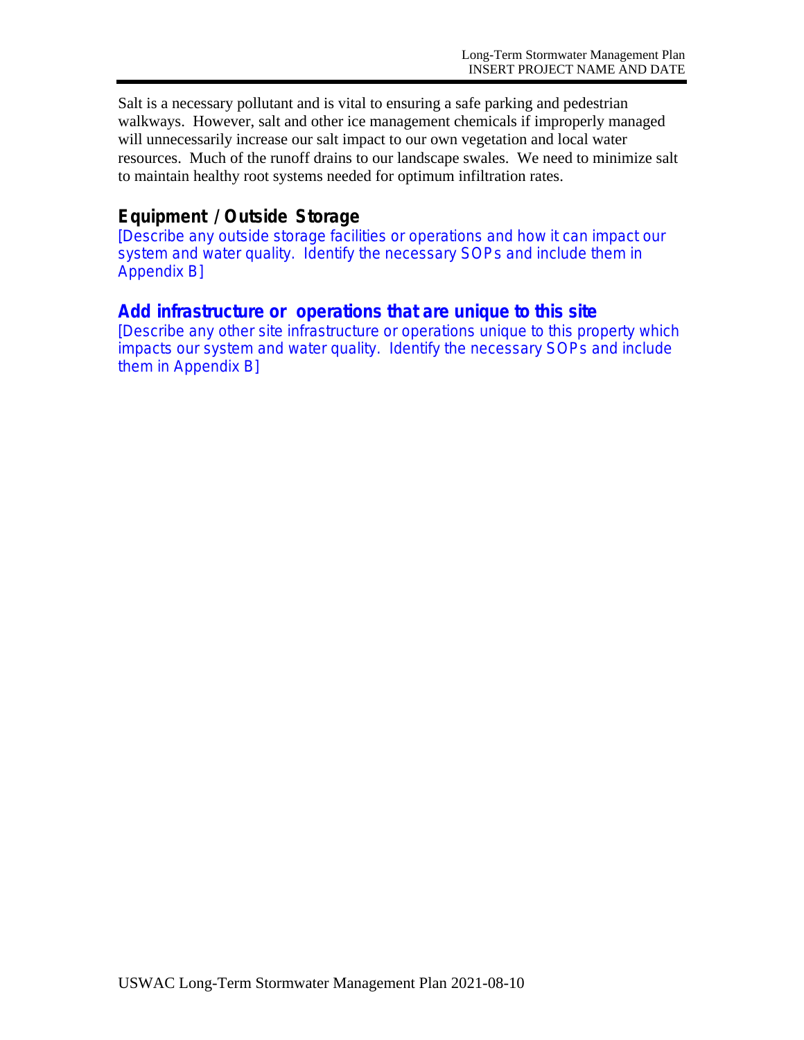Salt is a necessary pollutant and is vital to ensuring a safe parking and pedestrian walkways. However, salt and other ice management chemicals if improperly managed will unnecessarily increase our salt impact to our own vegetation and local water resources. Much of the runoff drains to our landscape swales. We need to minimize salt to maintain healthy root systems needed for optimum infiltration rates.

### Equipment / Outside Storage

[Describe any outside storage facilities or operations and how it can impact our system and water quality. Identify the necessary SOPs and include them in Appendix B]

### Add infrastructure or operations that are unique to this site

[Describe any other site infrastructure or operations unique to this property which impacts our system and water quality. Identify the necessary SOPs and include them in Appendix B]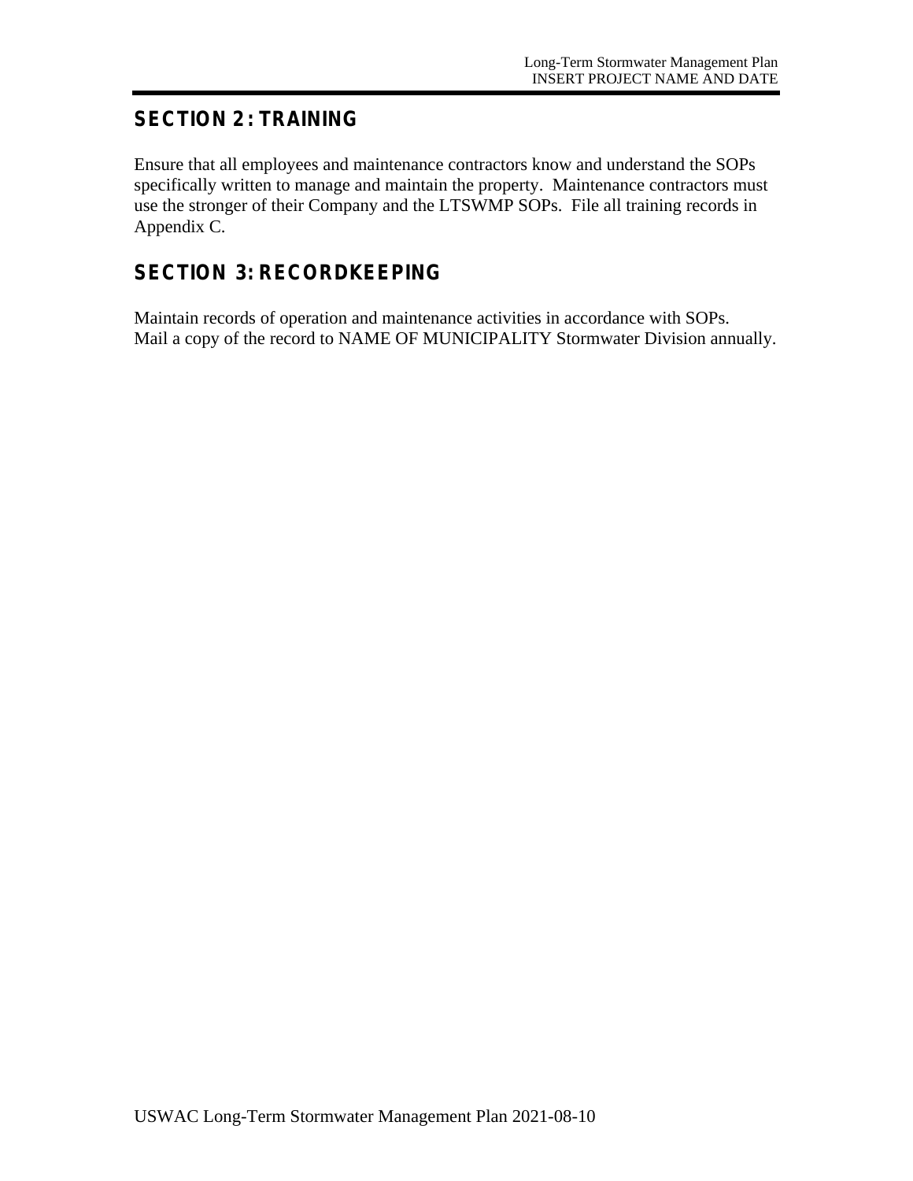## SECTION 2: TRAINING

Ensure that all employees and maintenance contractors know and understand the SOPs specifically written to manage and maintain the property. Maintenance contractors must use the stronger of their Company and the LTSWMP SOPs. File all training records in Appendix C.

## SECTION 3: RECORDKEEPING

Maintain records of operation and maintenance activities in accordance with SOPs. Mail a copy of the record to NAME OF MUNICIPALITY Stormwater Division annually.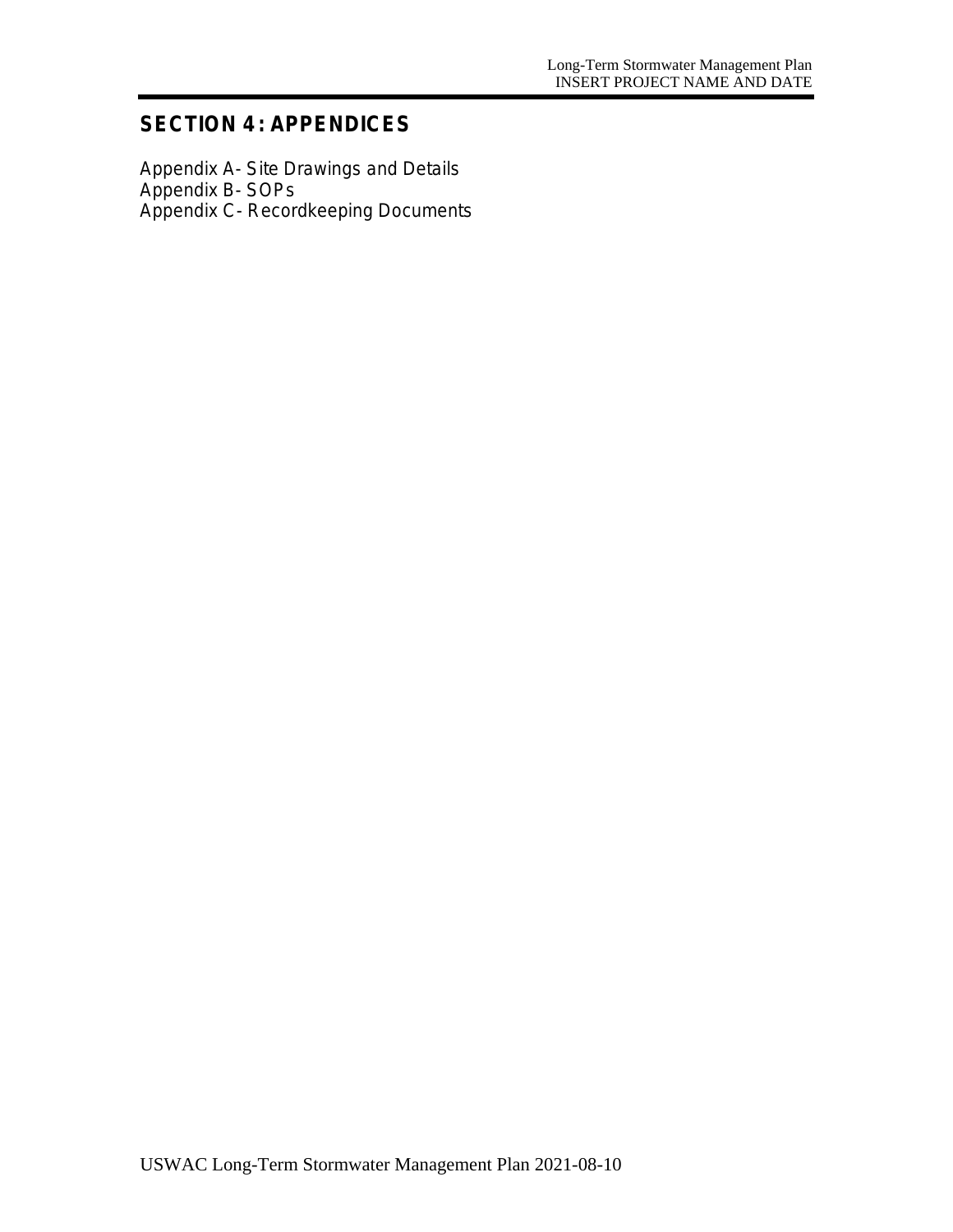## SECTION 4: APPENDICES

Appendix A- Site Drawings and Details
Appendix B- SOPs
Appendix C- Recordkeeping Documents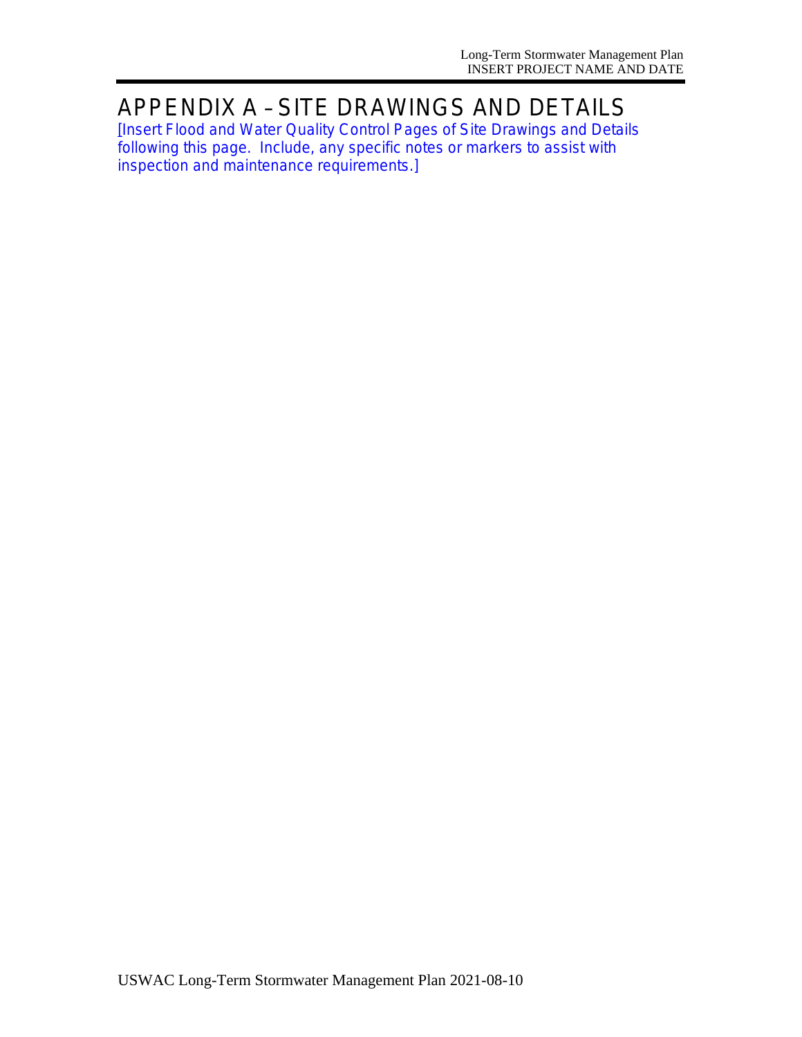# APPENDIX A – SITE DRAWINGS AND DETAILS

[Insert Flood and Water Quality Control Pages of Site Drawings and Details following this page. Include, any specific notes or markers to assist with inspection and maintenance requirements.]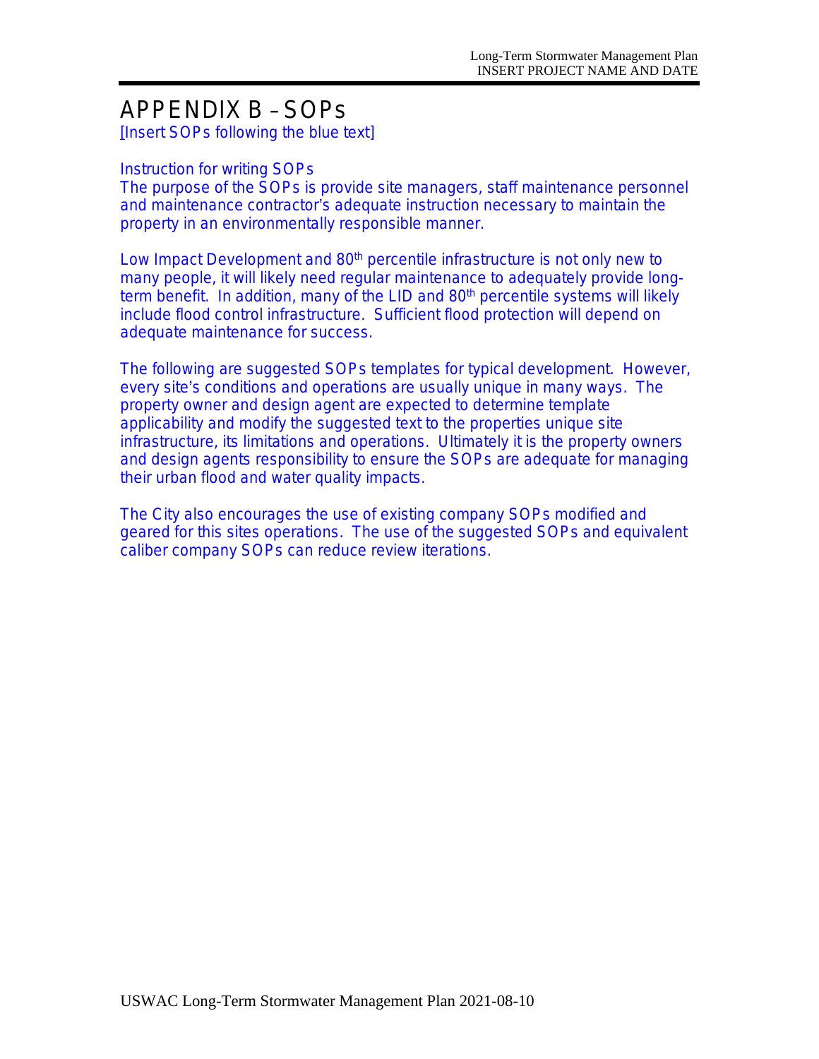# APPENDIX B – SOPs

[Insert SOPs following the blue text]

Instruction for writing SOPs

The purpose of the SOPs is provide site managers, staff maintenance personnel and maintenance contractor's adequate instruction necessary to maintain the property in an environmentally responsible manner.

Low Impact Development and $80^{th}$ percentile infrastructure is not only new to many people, it will likely need regular maintenance to adequately provide long-term benefit. In addition, many of the LID and $80^{th}$ percentile systems will likely include flood control infrastructure. Sufficient flood protection will depend on adequate maintenance for success.

The following are suggested SOPs templates for typical development. However, every site's conditions and operations are usually unique in many ways. The property owner and design agent are expected to determine template applicability and modify the suggested text to the properties unique site infrastructure, its limitations and operations. Ultimately it is the property owners and design agents responsibility to ensure the SOPs are adequate for managing their urban flood and water quality impacts.

The City also encourages the use of existing company SOPs modified and geared for this sites operations. The use of the suggested SOPs and equivalent caliber company SOPs can reduce review iterations.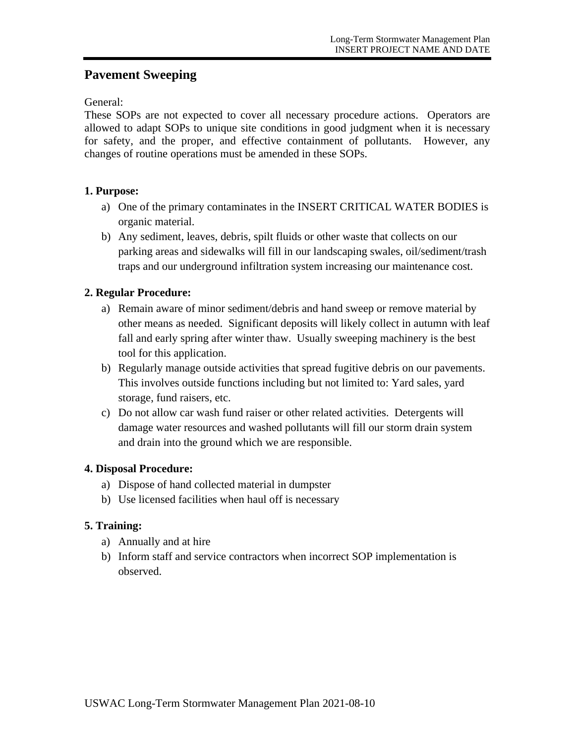## Pavement Sweeping

General:
These SOPs are not expected to cover all necessary procedure actions. Operators are allowed to adapt SOPs to unique site conditions in good judgment when it is necessary for safety, and the proper, and effective containment of pollutants. However, any changes of routine operations must be amended in these SOPs.

**1. Purpose:**

a) One of the primary contaminates in the INSERT CRITICAL WATER BODIES is organic material.
b) Any sediment, leaves, debris, spilt fluids or other waste that collects on our parking areas and sidewalks will fill in our landscaping swales, oil/sediment/trash traps and our underground infiltration system increasing our maintenance cost.

**2. Regular Procedure:**

a) Remain aware of minor sediment/debris and hand sweep or remove material by other means as needed. Significant deposits will likely collect in autumn with leaf fall and early spring after winter thaw. Usually sweeping machinery is the best tool for this application.
b) Regularly manage outside activities that spread fugitive debris on our pavements. This involves outside functions including but not limited to: Yard sales, yard storage, fund raisers, etc.
c) Do not allow car wash fund raiser or other related activities. Detergents will damage water resources and washed pollutants will fill our storm drain system and drain into the ground which we are responsible.

**4. Disposal Procedure:**

a) Dispose of hand collected material in dumpster
b) Use licensed facilities when haul off is necessary

**5. Training:**

a) Annually and at hire
b) Inform staff and service contractors when incorrect SOP implementation is observed.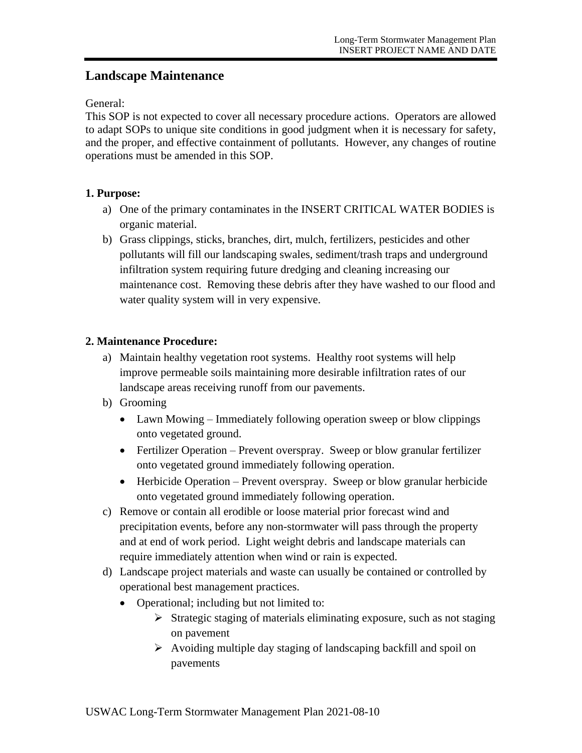## Landscape Maintenance

General:
This SOP is not expected to cover all necessary procedure actions. Operators are allowed to adapt SOPs to unique site conditions in good judgment when it is necessary for safety, and the proper, and effective containment of pollutants. However, any changes of routine operations must be amended in this SOP.

**1. Purpose:**

a) One of the primary contaminates in the INSERT CRITICAL WATER BODIES is organic material.
b) Grass clippings, sticks, branches, dirt, mulch, fertilizers, pesticides and other pollutants will fill our landscaping swales, sediment/trash traps and underground infiltration system requiring future dredging and cleaning increasing our maintenance cost. Removing these debris after they have washed to our flood and water quality system will in very expensive.

**2. Maintenance Procedure:**

a) Maintain healthy vegetation root systems. Healthy root systems will help improve permeable soils maintaining more desirable infiltration rates of our landscape areas receiving runoff from our pavements.
b) Grooming
    - Lawn Mowing – Immediately following operation sweep or blow clippings onto vegetated ground.
    - Fertilizer Operation – Prevent overspray. Sweep or blow granular fertilizer onto vegetated ground immediately following operation.
    - Herbicide Operation – Prevent overspray. Sweep or blow granular herbicide onto vegetated ground immediately following operation.
c) Remove or contain all erodible or loose material prior forecast wind and precipitation events, before any non-stormwater will pass through the property and at end of work period. Light weight debris and landscape materials can require immediately attention when wind or rain is expected.
d) Landscape project materials and waste can usually be contained or controlled by operational best management practices.
    - Operational; including but not limited to:
        - Strategic staging of materials eliminating exposure, such as not staging on pavement
        - Avoiding multiple day staging of landscaping backfill and spoil on pavements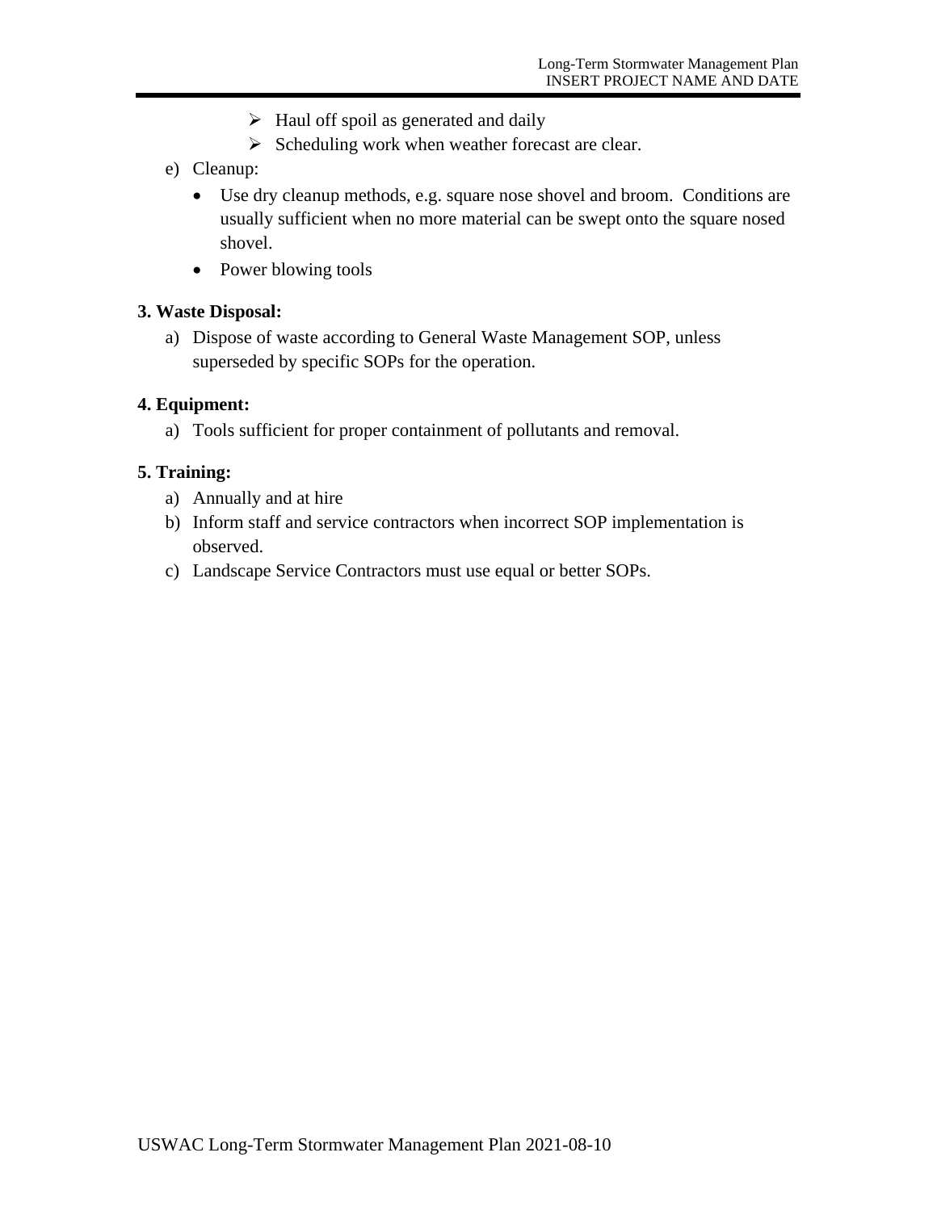- Haul off spoil as generated and daily
   - Scheduling work when weather forecast are clear.

e) Cleanup:

- Use dry cleanup methods, e.g. square nose shovel and broom. Conditions are usually sufficient when no more material can be swept onto the square nosed shovel.
- Power blowing tools

**3. Waste Disposal:**

a) Dispose of waste according to General Waste Management SOP, unless superseded by specific SOPs for the operation.

**4. Equipment:**

a) Tools sufficient for proper containment of pollutants and removal.

**5. Training:**

a) Annually and at hire
b) Inform staff and service contractors when incorrect SOP implementation is observed.
c) Landscape Service Contractors must use equal or better SOPs.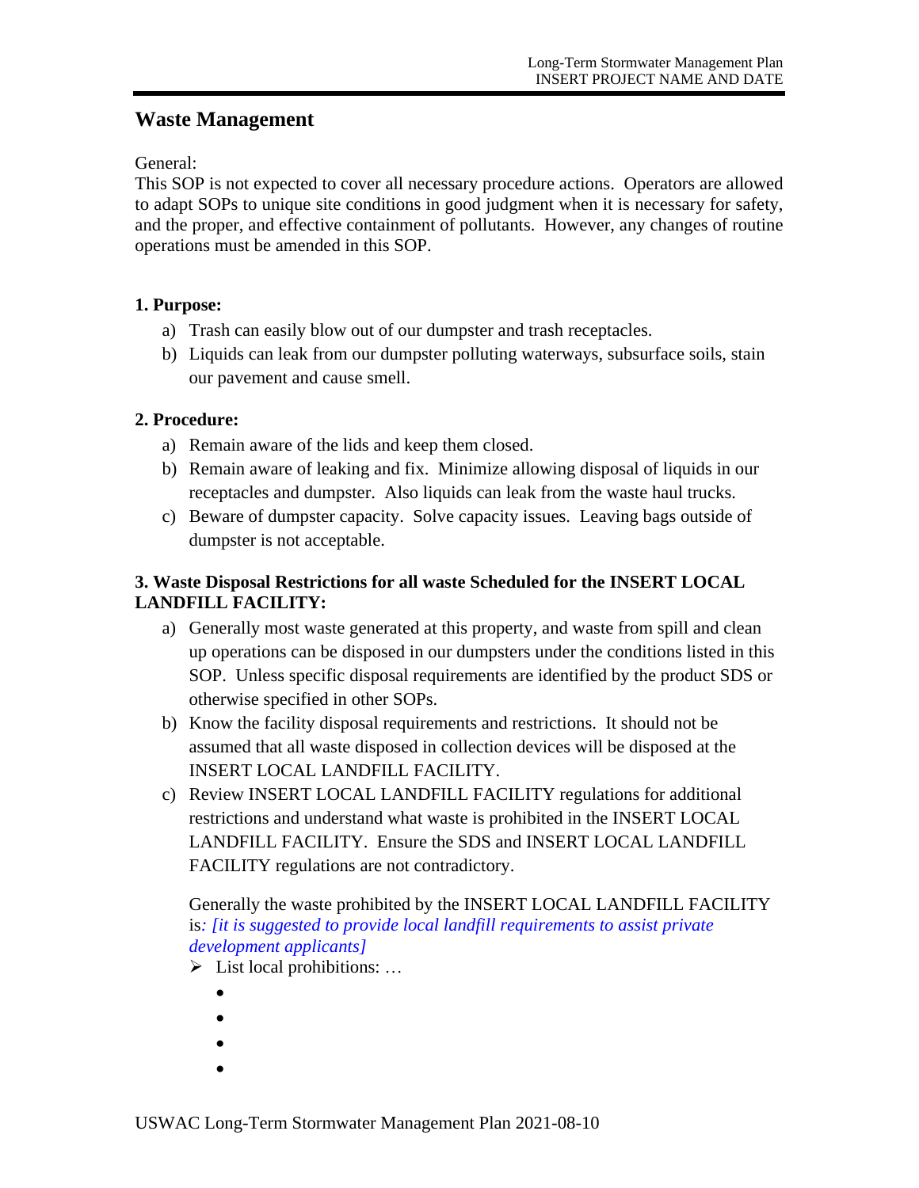## Waste Management

General:
This SOP is not expected to cover all necessary procedure actions. Operators are allowed to adapt SOPs to unique site conditions in good judgment when it is necessary for safety, and the proper, and effective containment of pollutants. However, any changes of routine operations must be amended in this SOP.

### 1. Purpose:

a) Trash can easily blow out of our dumpster and trash receptacles.
b) Liquids can leak from our dumpster polluting waterways, subsurface soils, stain our pavement and cause smell.

### 2. Procedure:

a) Remain aware of the lids and keep them closed.
b) Remain aware of leaking and fix. Minimize allowing disposal of liquids in our receptacles and dumpster. Also liquids can leak from the waste haul trucks.
c) Beware of dumpster capacity. Solve capacity issues. Leaving bags outside of dumpster is not acceptable.

### 3. Waste Disposal Restrictions for all waste Scheduled for the INSERT LOCAL LANDFILL FACILITY:

a) Generally most waste generated at this property, and waste from spill and clean up operations can be disposed in our dumpsters under the conditions listed in this SOP. Unless specific disposal requirements are identified by the product SDS or otherwise specified in other SOPs.
b) Know the facility disposal requirements and restrictions. It should not be assumed that all waste disposed in collection devices will be disposed at the INSERT LOCAL LANDFILL FACILITY.
c) Review INSERT LOCAL LANDFILL FACILITY regulations for additional restrictions and understand what waste is prohibited in the INSERT LOCAL LANDFILL FACILITY. Ensure the SDS and INSERT LOCAL LANDFILL FACILITY regulations are not contradictory.

   Generally the waste prohibited by the INSERT LOCAL LANDFILL FACILITY is*: [it is suggested to provide local landfill requirements to assist private development applicants]*

   - List local prohibitions: …
     -
     -
     -
     -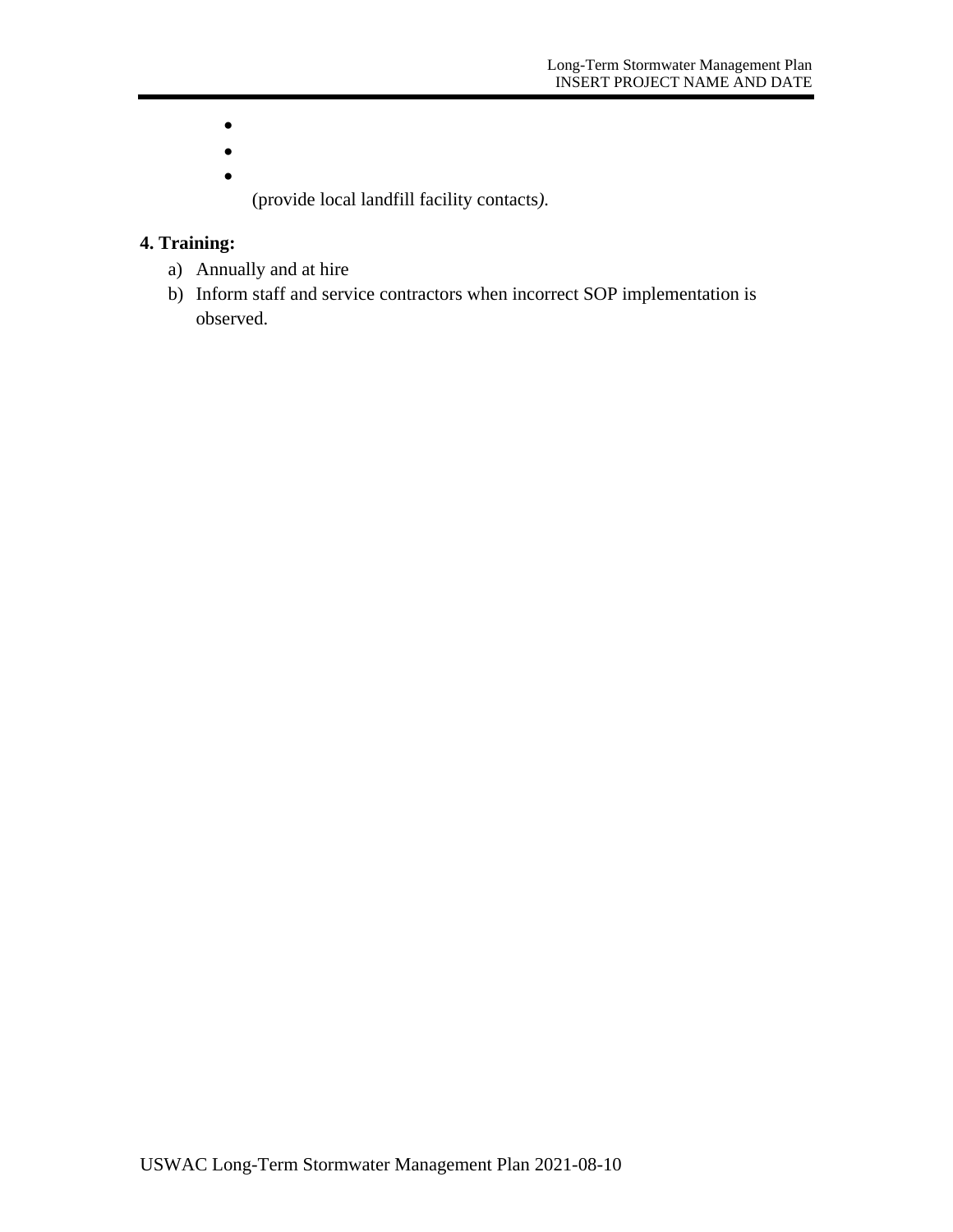- 
- 
- 

(provide local landfill facility contacts*)*.

**4. Training:**

a) Annually and at hire
b) Inform staff and service contractors when incorrect SOP implementation is observed.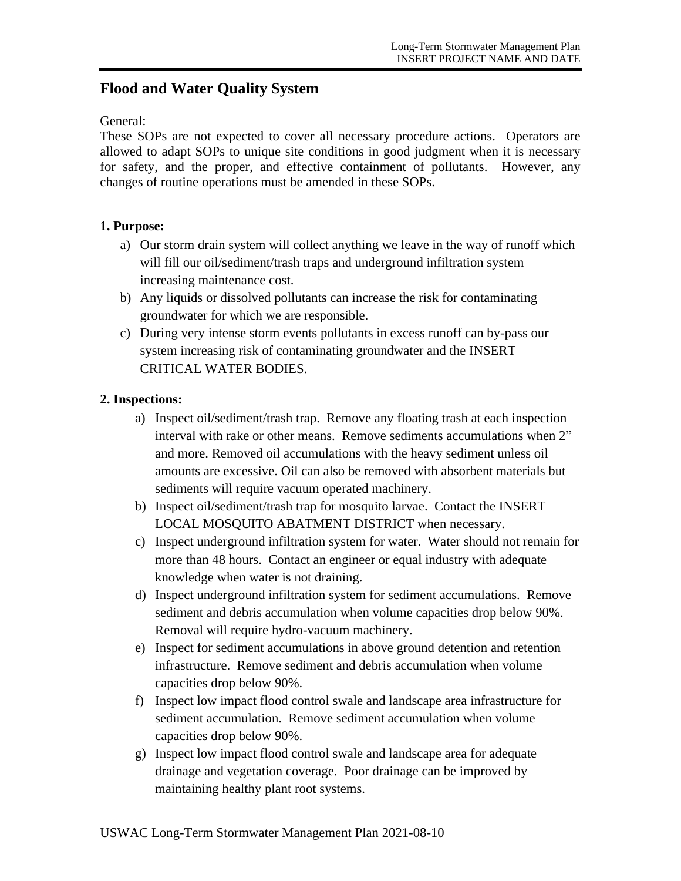## Flood and Water Quality System

General:
These SOPs are not expected to cover all necessary procedure actions. Operators are allowed to adapt SOPs to unique site conditions in good judgment when it is necessary for safety, and the proper, and effective containment of pollutants. However, any changes of routine operations must be amended in these SOPs.

### 1. Purpose:

a) Our storm drain system will collect anything we leave in the way of runoff which will fill our oil/sediment/trash traps and underground infiltration system increasing maintenance cost.
b) Any liquids or dissolved pollutants can increase the risk for contaminating groundwater for which we are responsible.
c) During very intense storm events pollutants in excess runoff can by-pass our system increasing risk of contaminating groundwater and the INSERT CRITICAL WATER BODIES.

### 2. Inspections:

a) Inspect oil/sediment/trash trap. Remove any floating trash at each inspection interval with rake or other means. Remove sediments accumulations when 2" and more. Removed oil accumulations with the heavy sediment unless oil amounts are excessive. Oil can also be removed with absorbent materials but sediments will require vacuum operated machinery.
b) Inspect oil/sediment/trash trap for mosquito larvae. Contact the INSERT LOCAL MOSQUITO ABATMENT DISTRICT when necessary.
c) Inspect underground infiltration system for water. Water should not remain for more than 48 hours. Contact an engineer or equal industry with adequate knowledge when water is not draining.
d) Inspect underground infiltration system for sediment accumulations. Remove sediment and debris accumulation when volume capacities drop below 90%. Removal will require hydro-vacuum machinery.
e) Inspect for sediment accumulations in above ground detention and retention infrastructure. Remove sediment and debris accumulation when volume capacities drop below 90%.
f) Inspect low impact flood control swale and landscape area infrastructure for sediment accumulation. Remove sediment accumulation when volume capacities drop below 90%.
g) Inspect low impact flood control swale and landscape area for adequate drainage and vegetation coverage. Poor drainage can be improved by maintaining healthy plant root systems.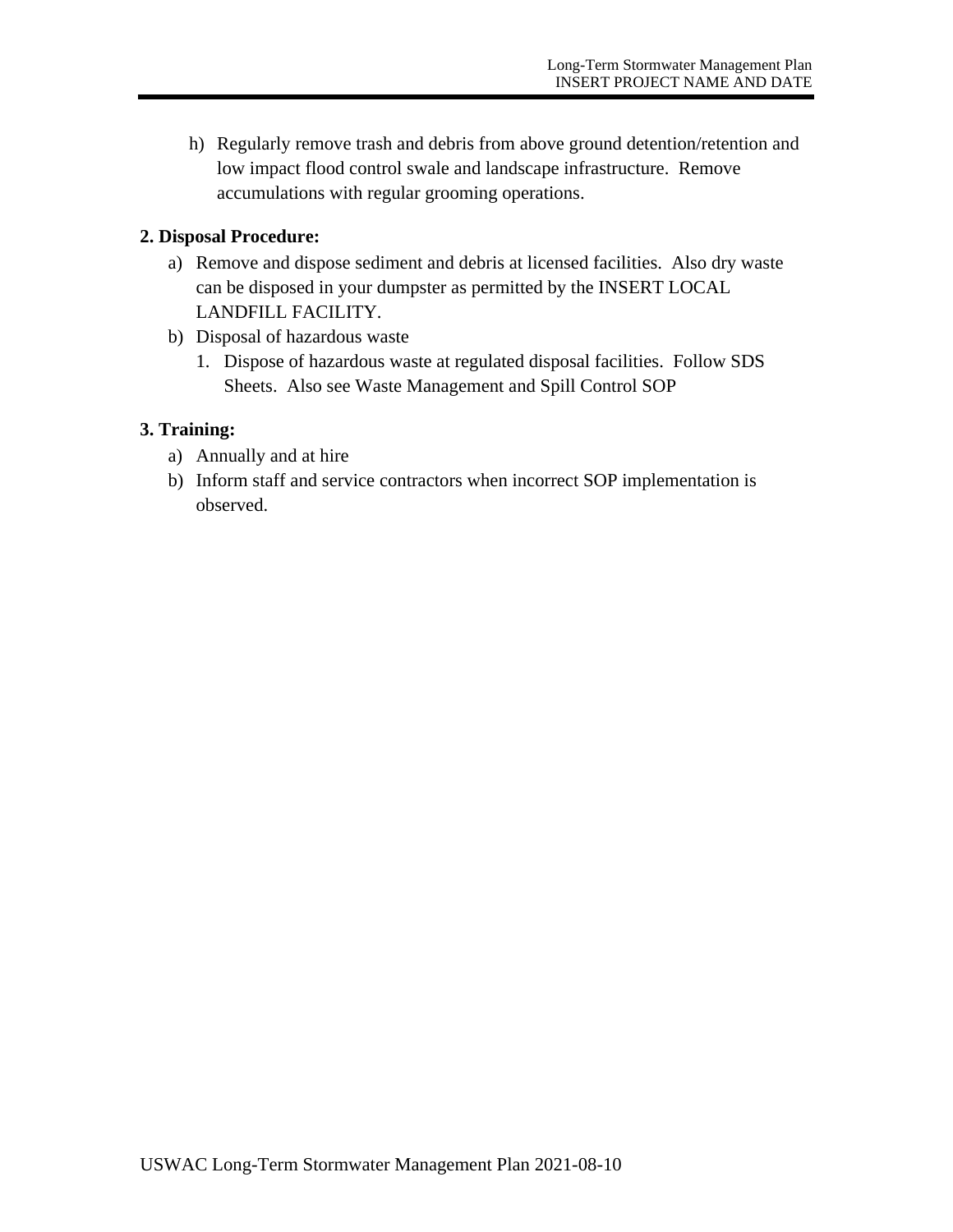h) Regularly remove trash and debris from above ground detention/retention and low impact flood control swale and landscape infrastructure.  Remove accumulations with regular grooming operations.

**2. Disposal Procedure:**

a) Remove and dispose sediment and debris at licensed facilities.  Also dry waste can be disposed in your dumpster as permitted by the INSERT LOCAL LANDFILL FACILITY.

b) Disposal of hazardous waste

   1. Dispose of hazardous waste at regulated disposal facilities.  Follow SDS Sheets.  Also see Waste Management and Spill Control SOP

**3. Training:**

a) Annually and at hire

b) Inform staff and service contractors when incorrect SOP implementation is observed.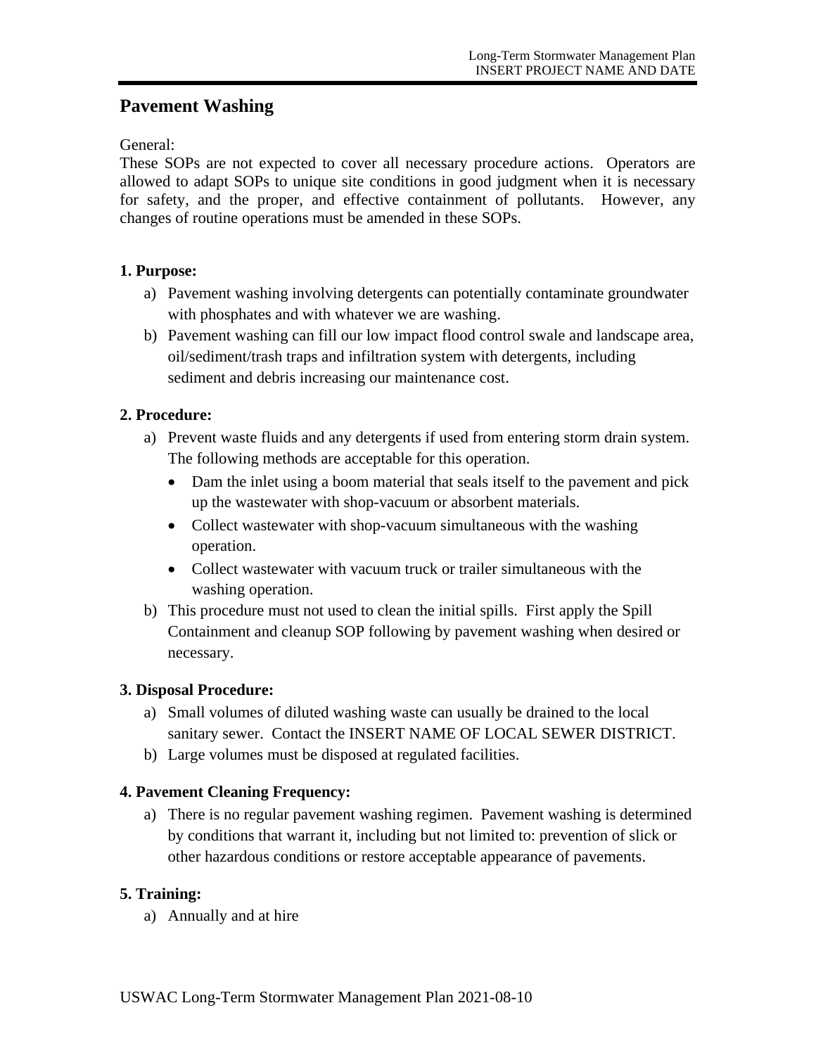## Pavement Washing

General:
These SOPs are not expected to cover all necessary procedure actions. Operators are allowed to adapt SOPs to unique site conditions in good judgment when it is necessary for safety, and the proper, and effective containment of pollutants. However, any changes of routine operations must be amended in these SOPs.

**1. Purpose:**

a) Pavement washing involving detergents can potentially contaminate groundwater with phosphates and with whatever we are washing.
b) Pavement washing can fill our low impact flood control swale and landscape area, oil/sediment/trash traps and infiltration system with detergents, including sediment and debris increasing our maintenance cost.

**2. Procedure:**

a) Prevent waste fluids and any detergents if used from entering storm drain system. The following methods are acceptable for this operation.
   - Dam the inlet using a boom material that seals itself to the pavement and pick up the wastewater with shop-vacuum or absorbent materials.
   - Collect wastewater with shop-vacuum simultaneous with the washing operation.
   - Collect wastewater with vacuum truck or trailer simultaneous with the washing operation.
b) This procedure must not used to clean the initial spills. First apply the Spill Containment and cleanup SOP following by pavement washing when desired or necessary.

**3. Disposal Procedure:**

a) Small volumes of diluted washing waste can usually be drained to the local sanitary sewer. Contact the INSERT NAME OF LOCAL SEWER DISTRICT.
b) Large volumes must be disposed at regulated facilities.

**4. Pavement Cleaning Frequency:**

a) There is no regular pavement washing regimen. Pavement washing is determined by conditions that warrant it, including but not limited to: prevention of slick or other hazardous conditions or restore acceptable appearance of pavements.

**5. Training:**

a) Annually and at hire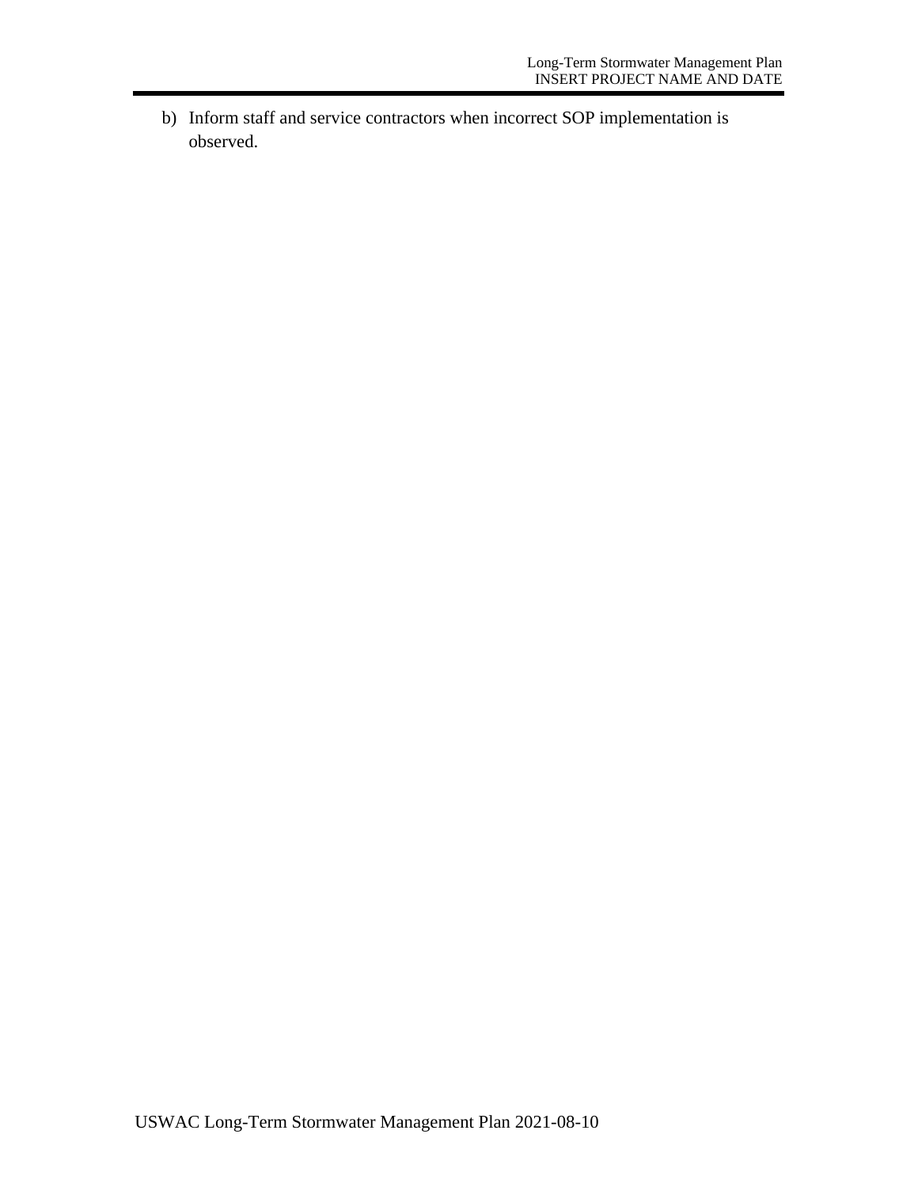b) Inform staff and service contractors when incorrect SOP implementation is observed.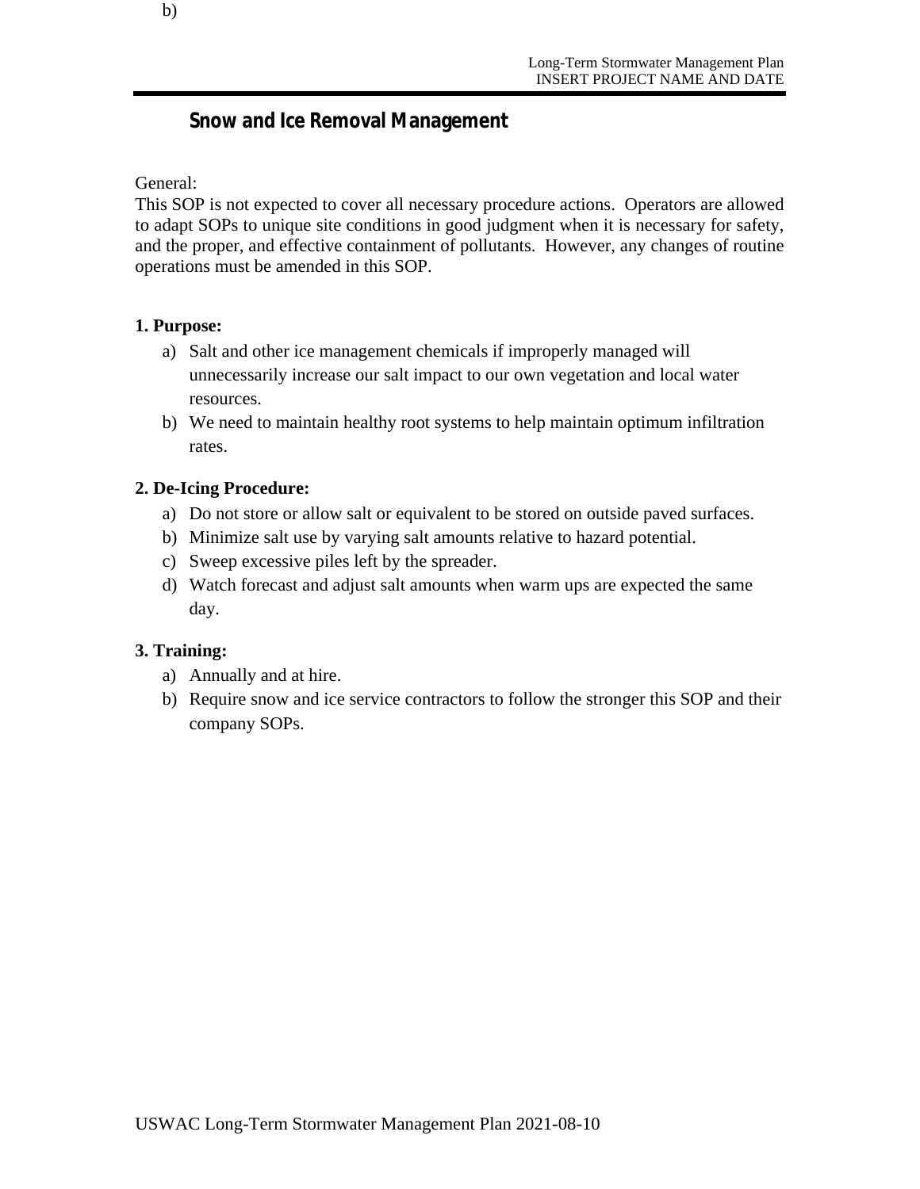b)

# Snow and Ice Removal Management

General:
This SOP is not expected to cover all necessary procedure actions. Operators are allowed to adapt SOPs to unique site conditions in good judgment when it is necessary for safety, and the proper, and effective containment of pollutants. However, any changes of routine operations must be amended in this SOP.

**1. Purpose:**

a) Salt and other ice management chemicals if improperly managed will unnecessarily increase our salt impact to our own vegetation and local water resources.
b) We need to maintain healthy root systems to help maintain optimum infiltration rates.

**2. De-Icing Procedure:**

a) Do not store or allow salt or equivalent to be stored on outside paved surfaces.
b) Minimize salt use by varying salt amounts relative to hazard potential.
c) Sweep excessive piles left by the spreader.
d) Watch forecast and adjust salt amounts when warm ups are expected the same day.

**3. Training:**

a) Annually and at hire.
b) Require snow and ice service contractors to follow the stronger this SOP and their company SOPs.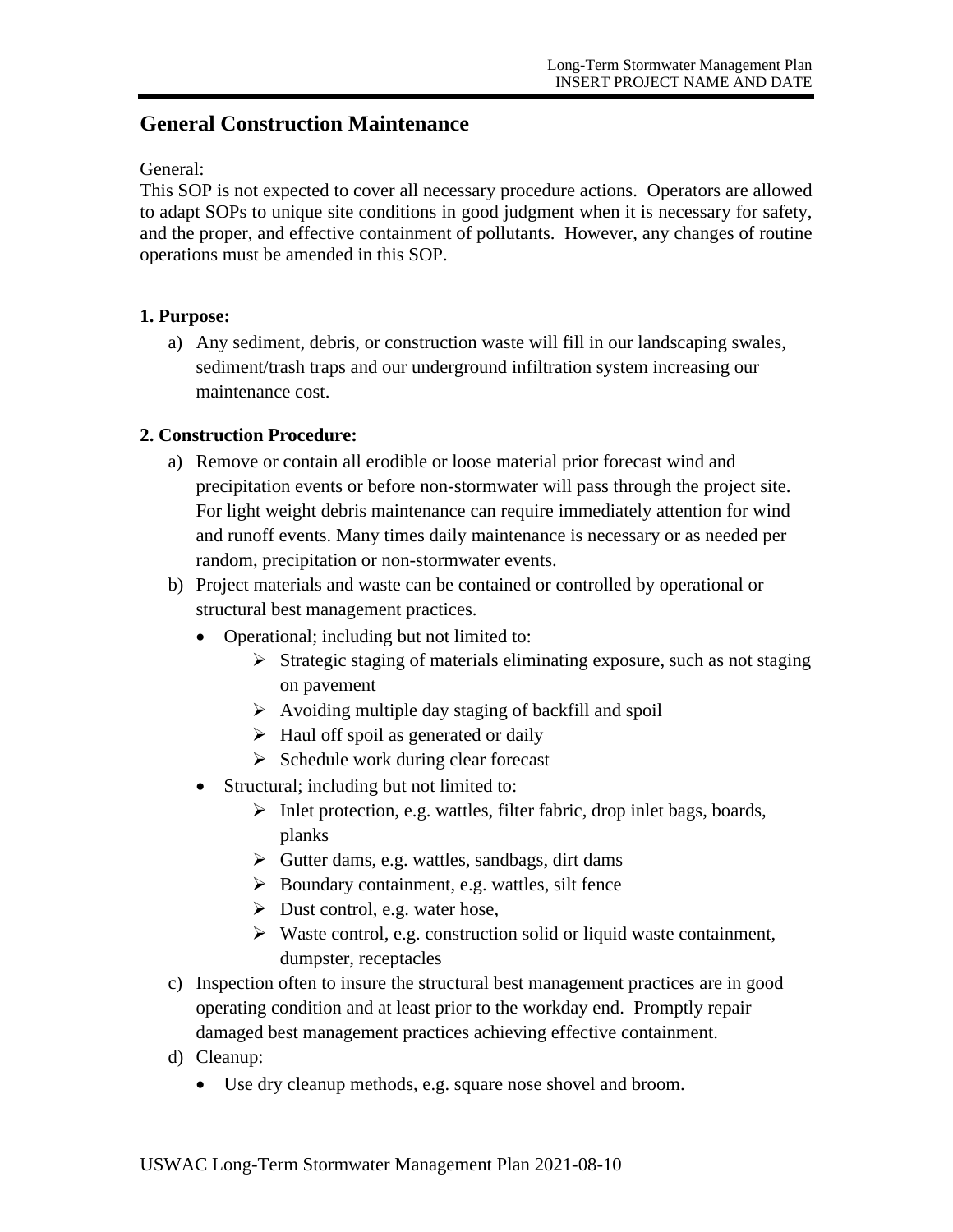## General Construction Maintenance

General:
This SOP is not expected to cover all necessary procedure actions. Operators are allowed to adapt SOPs to unique site conditions in good judgment when it is necessary for safety, and the proper, and effective containment of pollutants. However, any changes of routine operations must be amended in this SOP.

### 1. Purpose:

a) Any sediment, debris, or construction waste will fill in our landscaping swales, sediment/trash traps and our underground infiltration system increasing our maintenance cost.

### 2. Construction Procedure:

a) Remove or contain all erodible or loose material prior forecast wind and precipitation events or before non-stormwater will pass through the project site. For light weight debris maintenance can require immediately attention for wind and runoff events. Many times daily maintenance is necessary or as needed per random, precipitation or non-stormwater events.

b) Project materials and waste can be contained or controlled by operational or structural best management practices.
   - Operational; including but not limited to:
     - Strategic staging of materials eliminating exposure, such as not staging on pavement
     - Avoiding multiple day staging of backfill and spoil
     - Haul off spoil as generated or daily
     - Schedule work during clear forecast
   - Structural; including but not limited to:
     - Inlet protection, e.g. wattles, filter fabric, drop inlet bags, boards, planks
     - Gutter dams, e.g. wattles, sandbags, dirt dams
     - Boundary containment, e.g. wattles, silt fence
     - Dust control, e.g. water hose,
     - Waste control, e.g. construction solid or liquid waste containment, dumpster, receptacles

c) Inspection often to insure the structural best management practices are in good operating condition and at least prior to the workday end. Promptly repair damaged best management practices achieving effective containment.

d) Cleanup:
   - Use dry cleanup methods, e.g. square nose shovel and broom.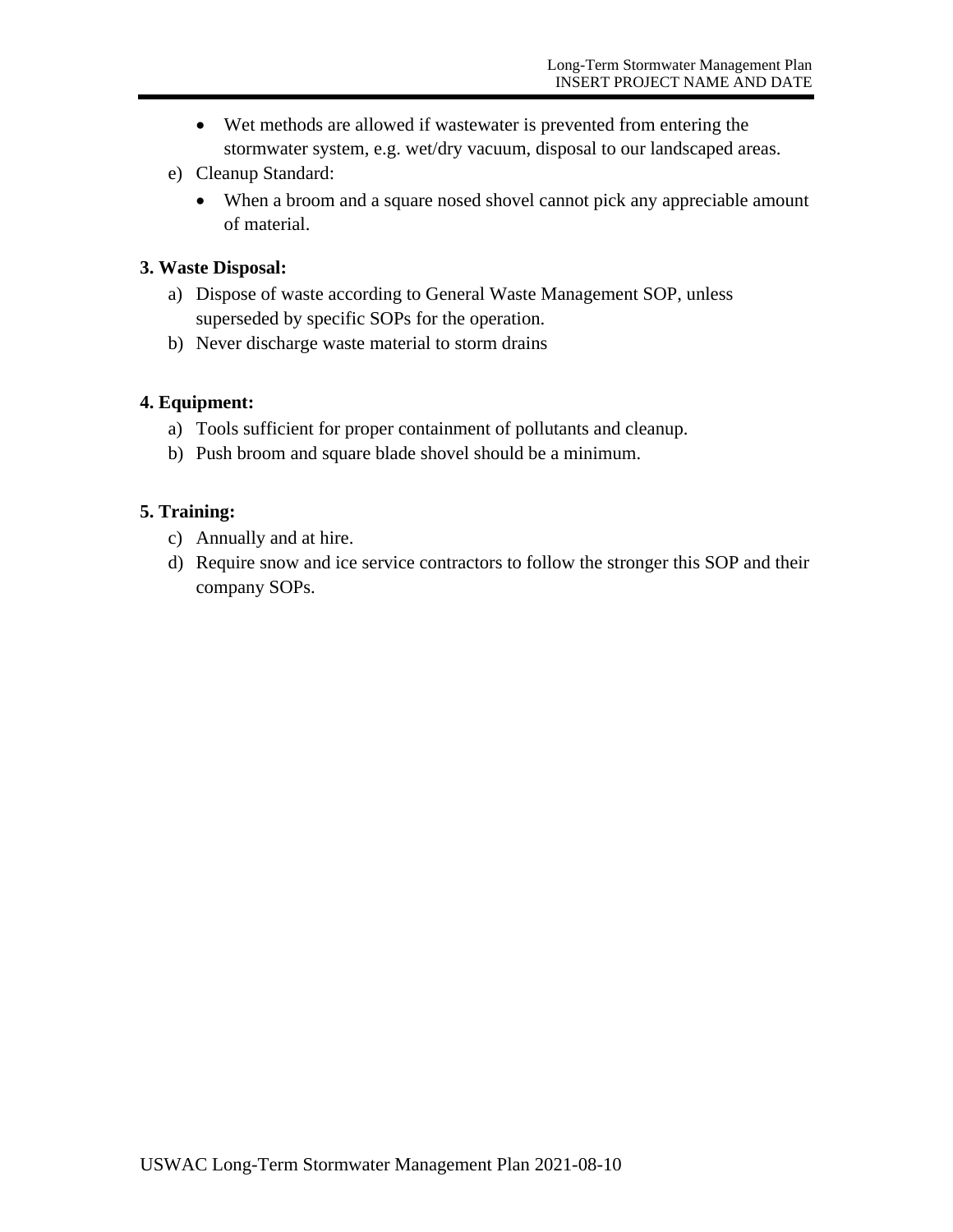- Wet methods are allowed if wastewater is prevented from entering the stormwater system, e.g. wet/dry vacuum, disposal to our landscaped areas.

e) Cleanup Standard:

- When a broom and a square nosed shovel cannot pick any appreciable amount of material.

**3. Waste Disposal:**

a) Dispose of waste according to General Waste Management SOP, unless superseded by specific SOPs for the operation.

b) Never discharge waste material to storm drains

**4. Equipment:**

a) Tools sufficient for proper containment of pollutants and cleanup.

b) Push broom and square blade shovel should be a minimum.

**5. Training:**

c) Annually and at hire.

d) Require snow and ice service contractors to follow the stronger this SOP and their company SOPs.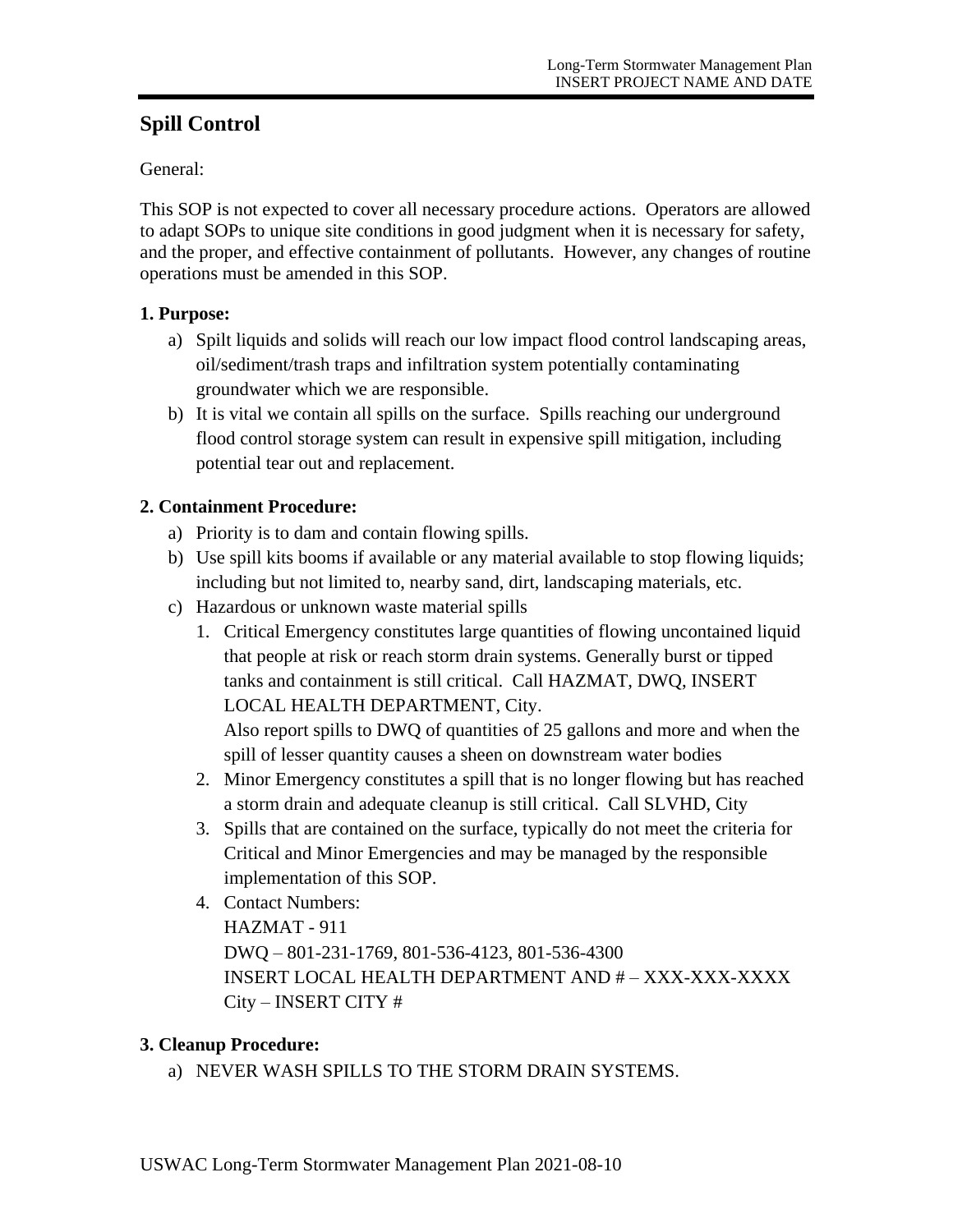## Spill Control

General:

This SOP is not expected to cover all necessary procedure actions. Operators are allowed to adapt SOPs to unique site conditions in good judgment when it is necessary for safety, and the proper, and effective containment of pollutants. However, any changes of routine operations must be amended in this SOP.

**1. Purpose:**

a) Spilt liquids and solids will reach our low impact flood control landscaping areas, oil/sediment/trash traps and infiltration system potentially contaminating groundwater which we are responsible.
b) It is vital we contain all spills on the surface. Spills reaching our underground flood control storage system can result in expensive spill mitigation, including potential tear out and replacement.

**2. Containment Procedure:**

a) Priority is to dam and contain flowing spills.
b) Use spill kits booms if available or any material available to stop flowing liquids; including but not limited to, nearby sand, dirt, landscaping materials, etc.
c) Hazardous or unknown waste material spills
   1. Critical Emergency constitutes large quantities of flowing uncontained liquid that people at risk or reach storm drain systems. Generally burst or tipped tanks and containment is still critical. Call HAZMAT, DWQ, INSERT LOCAL HEALTH DEPARTMENT, City.
      Also report spills to DWQ of quantities of 25 gallons and more and when the spill of lesser quantity causes a sheen on downstream water bodies
   2. Minor Emergency constitutes a spill that is no longer flowing but has reached a storm drain and adequate cleanup is still critical. Call SLVHD, City
   3. Spills that are contained on the surface, typically do not meet the criteria for Critical and Minor Emergencies and may be managed by the responsible implementation of this SOP.
   4. Contact Numbers:
      HAZMAT - 911
      DWQ – 801-231-1769, 801-536-4123, 801-536-4300
      INSERT LOCAL HEALTH DEPARTMENT AND # – XXX-XXX-XXXX
      City – INSERT CITY #

**3. Cleanup Procedure:**

a) NEVER WASH SPILLS TO THE STORM DRAIN SYSTEMS.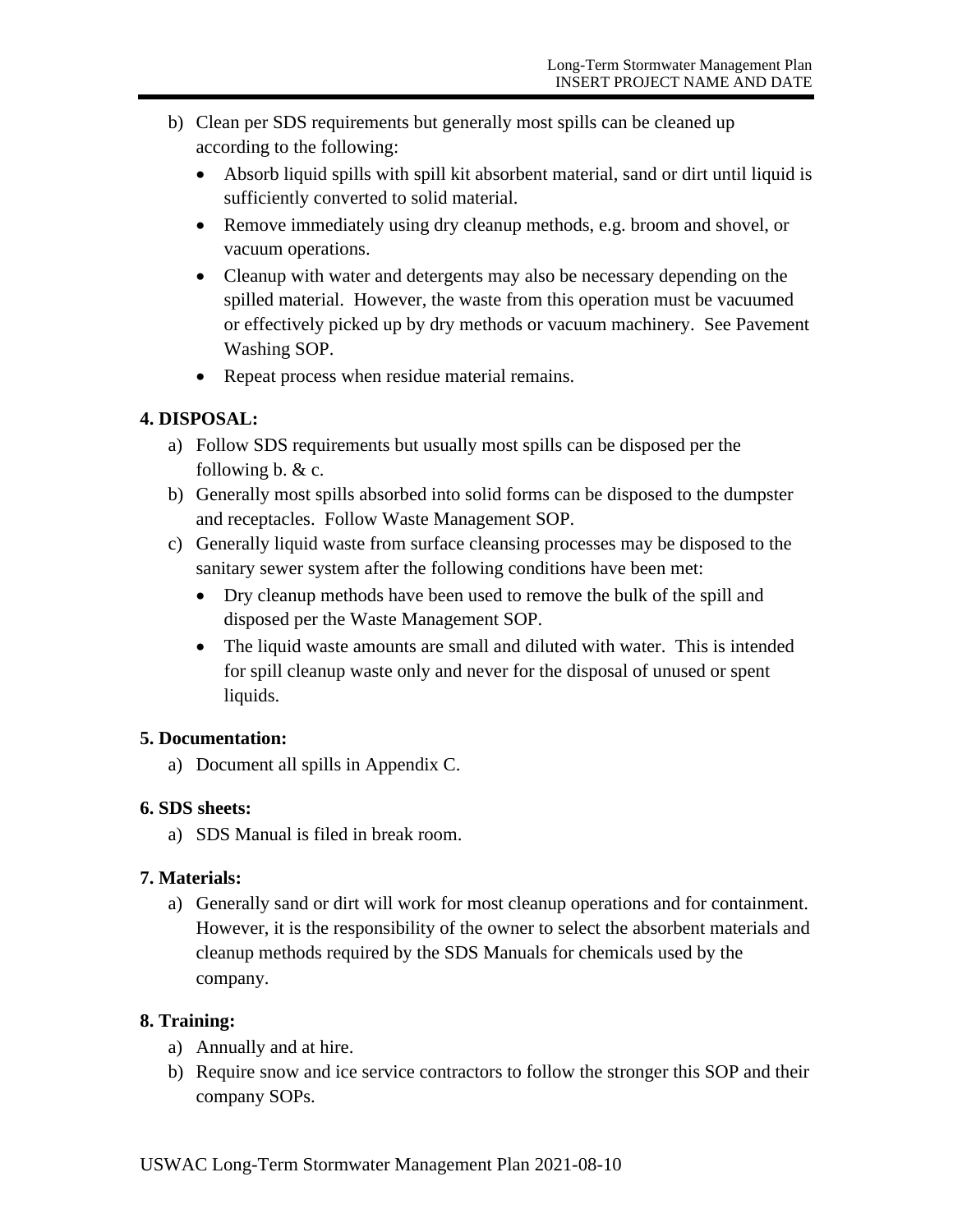b) Clean per SDS requirements but generally most spills can be cleaned up according to the following:
   - Absorb liquid spills with spill kit absorbent material, sand or dirt until liquid is sufficiently converted to solid material.
   - Remove immediately using dry cleanup methods, e.g. broom and shovel, or vacuum operations.
   - Cleanup with water and detergents may also be necessary depending on the spilled material. However, the waste from this operation must be vacuumed or effectively picked up by dry methods or vacuum machinery. See Pavement Washing SOP.
   - Repeat process when residue material remains.

**4. DISPOSAL:**

a) Follow SDS requirements but usually most spills can be disposed per the following b. & c.

b) Generally most spills absorbed into solid forms can be disposed to the dumpster and receptacles. Follow Waste Management SOP.

c) Generally liquid waste from surface cleansing processes may be disposed to the sanitary sewer system after the following conditions have been met:
   - Dry cleanup methods have been used to remove the bulk of the spill and disposed per the Waste Management SOP.
   - The liquid waste amounts are small and diluted with water. This is intended for spill cleanup waste only and never for the disposal of unused or spent liquids.

**5. Documentation:**

a) Document all spills in Appendix C.

**6. SDS sheets:**

a) SDS Manual is filed in break room.

**7. Materials:**

a) Generally sand or dirt will work for most cleanup operations and for containment. However, it is the responsibility of the owner to select the absorbent materials and cleanup methods required by the SDS Manuals for chemicals used by the company.

**8. Training:**

a) Annually and at hire.

b) Require snow and ice service contractors to follow the stronger this SOP and their company SOPs.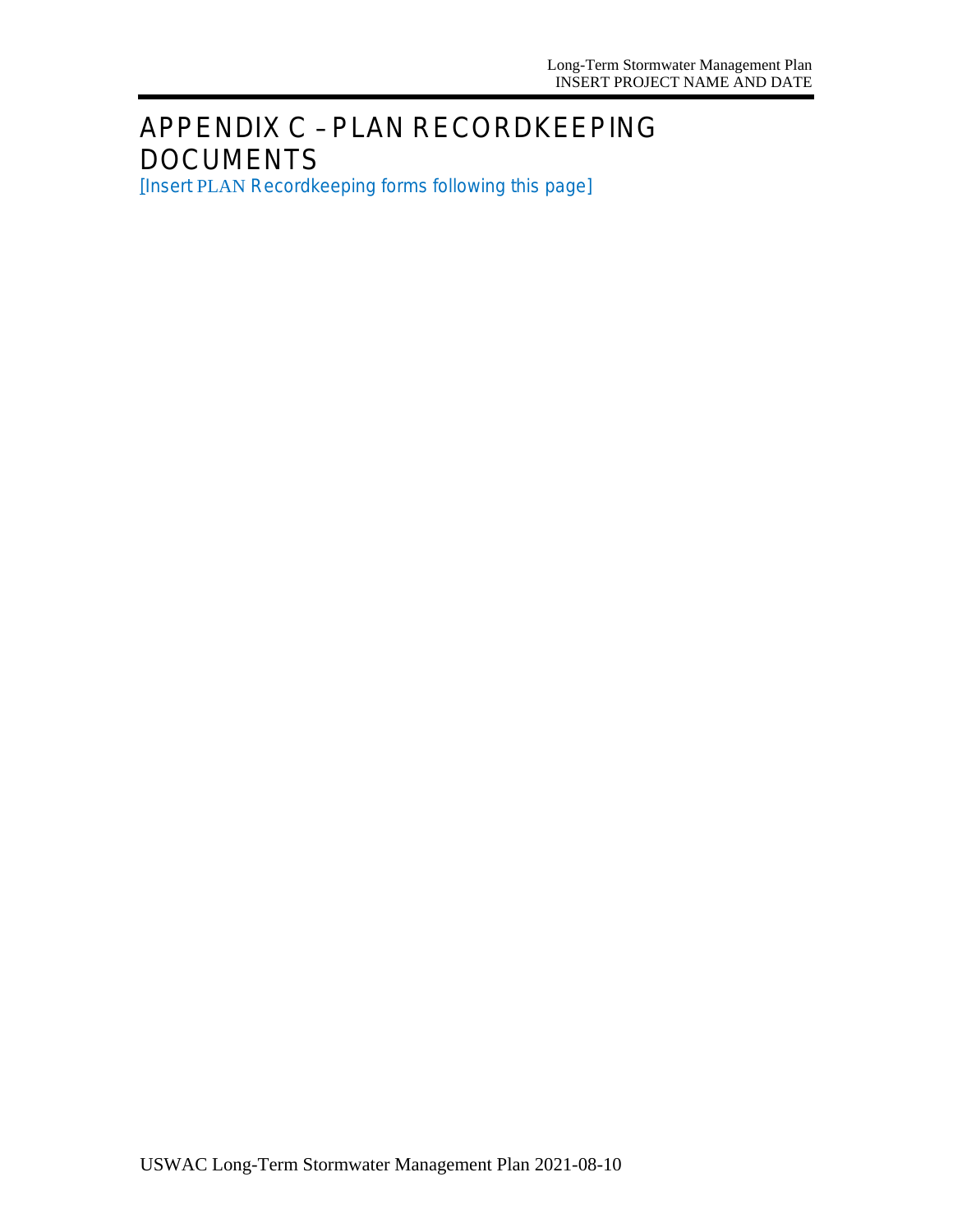# APPENDIX C – PLAN RECORDKEEPING DOCUMENTS

[Insert PLAN Recordkeeping forms following this page]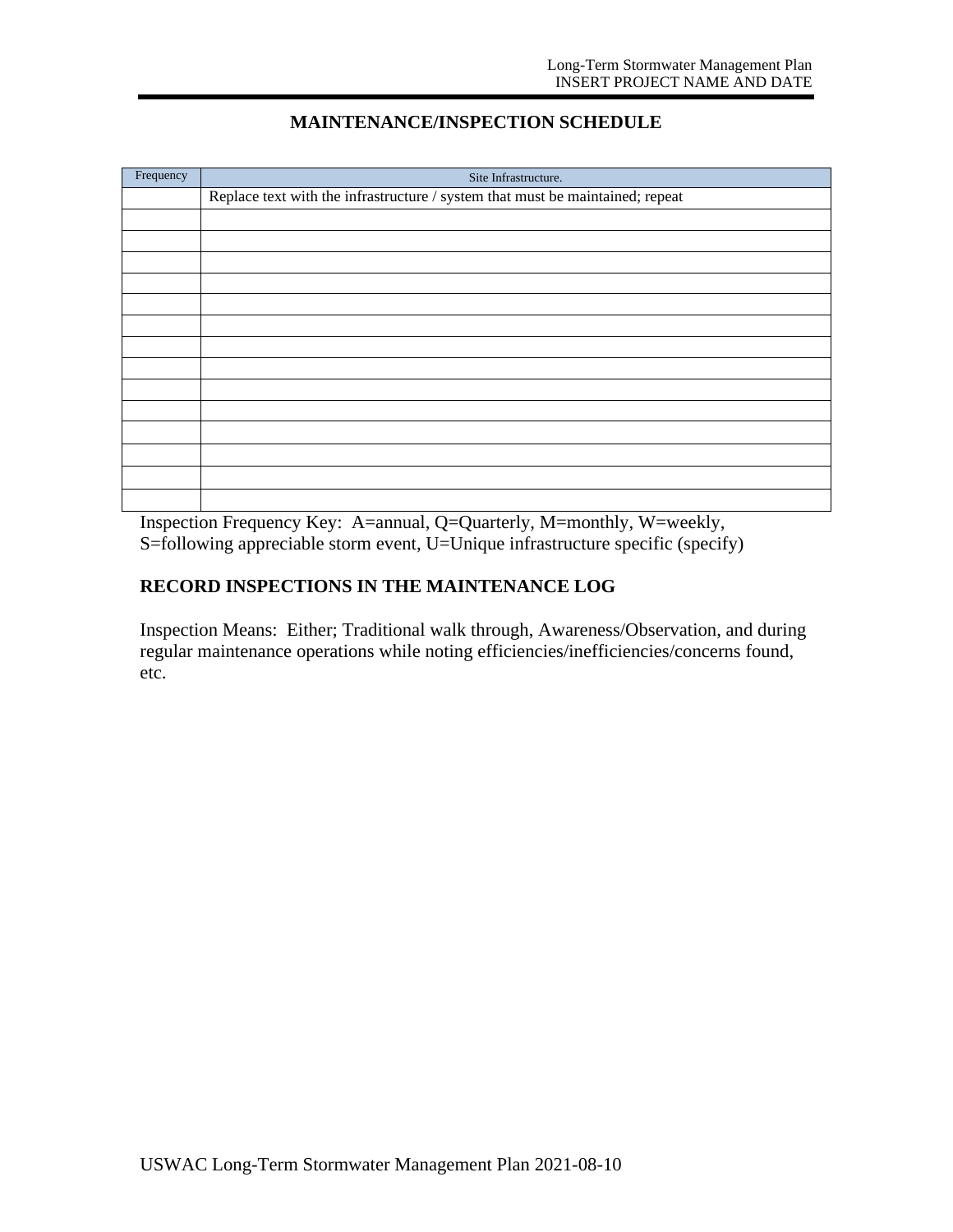## MAINTENANCE/INSPECTION SCHEDULE

| Frequency | Site Infrastructure. |
|---|---|
| | Replace text with the infrastructure / system that must be maintained; repeat |
| | |
| | |
| | |
| | |
| | |
| | |
| | |
| | |
| | |
| | |
| | |
| | |
| | |
| | |

Inspection Frequency Key: A=annual, Q=Quarterly, M=monthly, W=weekly, S=following appreciable storm event, U=Unique infrastructure specific (specify)

**RECORD INSPECTIONS IN THE MAINTENANCE LOG**

Inspection Means: Either; Traditional walk through, Awareness/Observation, and during regular maintenance operations while noting efficiencies/inefficiencies/concerns found, etc.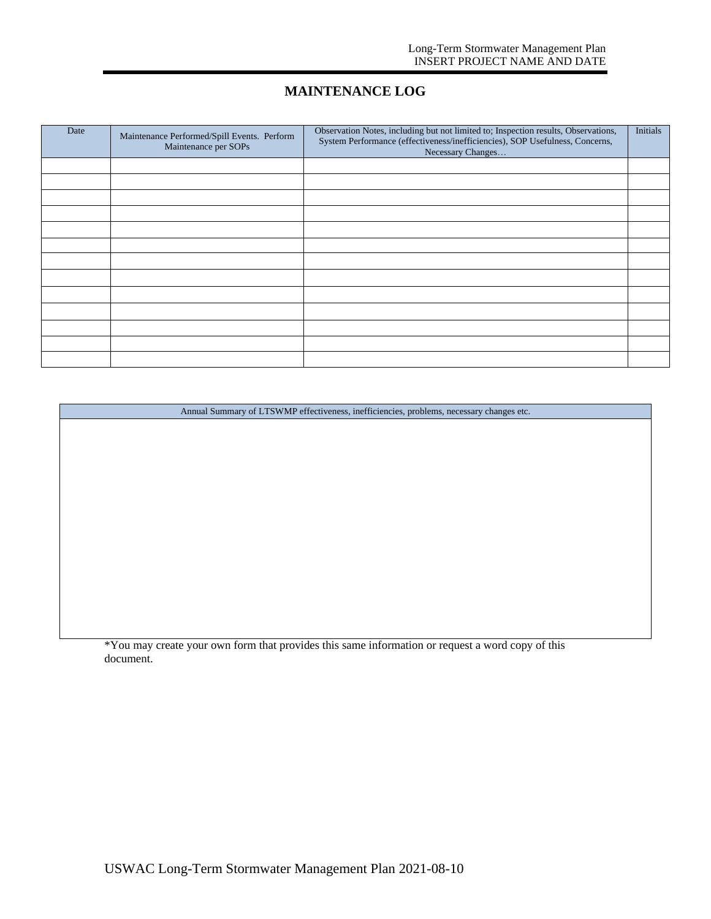# MAINTENANCE LOG

| Date | Maintenance Performed/Spill Events. Perform Maintenance per SOPs | Observation Notes, including but not limited to; Inspection results, Observations, System Performance (effectiveness/inefficiencies), SOP Usefulness, Concerns, Necessary Changes… | Initials |
|---|---|---|---|
| | | | |
| | | | |
| | | | |
| | | | |
| | | | |
| | | | |
| | | | |
| | | | |
| | | | |
| | | | |
| | | | |
| | | | |
| | | | |

| Annual Summary of LTSWMP effectiveness, inefficiencies, problems, necessary changes etc. |
|---|
| |

*You may create your own form that provides this same information or request a word copy of this document.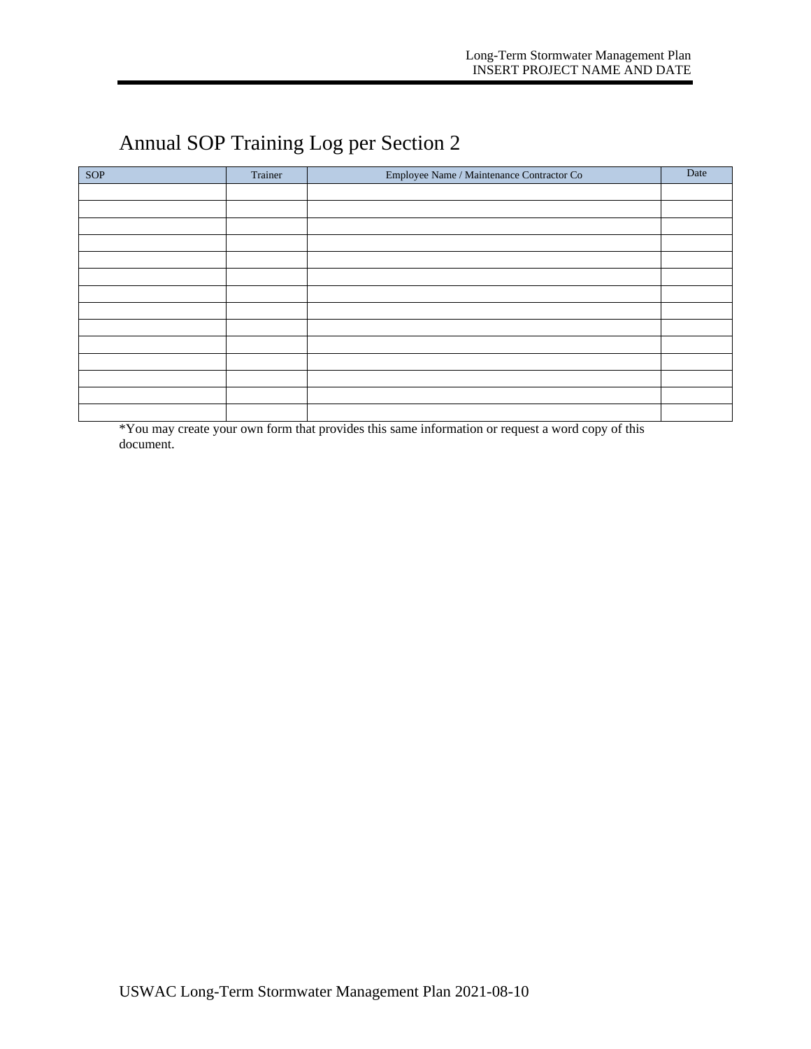# Annual SOP Training Log per Section 2

| SOP | Trainer | Employee Name / Maintenance Contractor Co | Date |
|---|---|---|---|
| | | | |
| | | | |
| | | | |
| | | | |
| | | | |
| | | | |
| | | | |
| | | | |
| | | | |
| | | | |
| | | | |
| | | | |
| | | | |
| | | | |

*You may create your own form that provides this same information or request a word copy of this document.